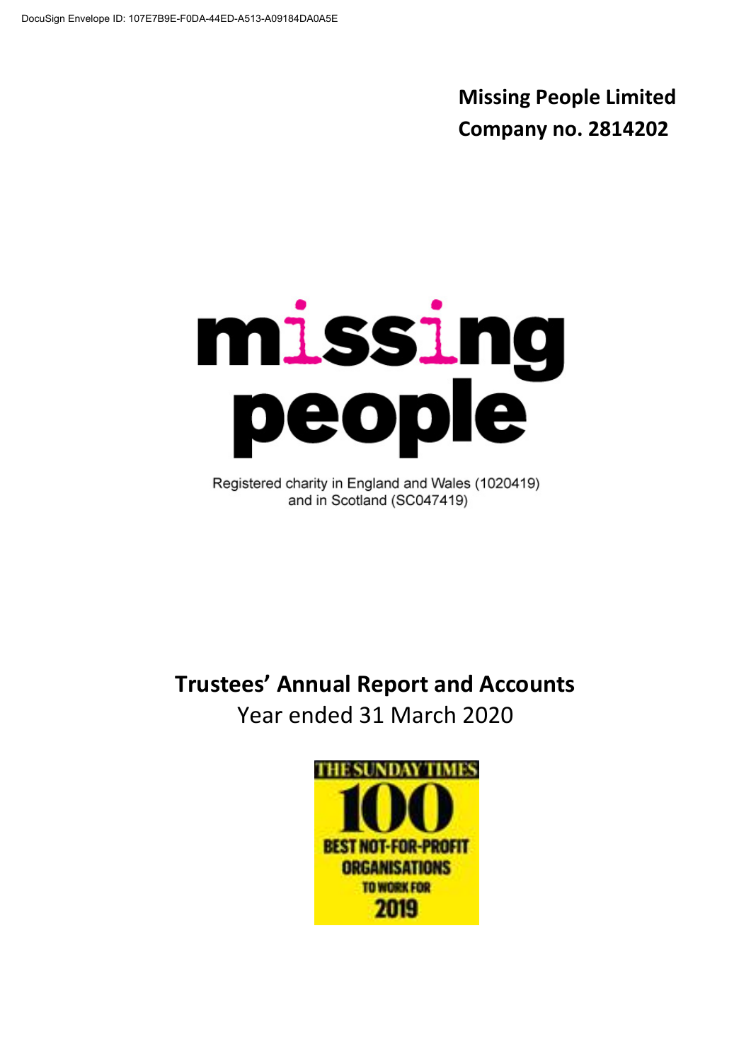DocuSign Envelope ID: 107E7B9E-F0DA-44ED-A513-A09184DA0A5E

**Missing People Limited**
**Company no. 2814202**

# missing people

Registered charity in England and Wales (1020419) and in Scotland (SC047419)

# Trustees' Annual Report and Accounts

Year ended 31 March 2020

THE SUNDAY TIMES 100 BEST NOT-FOR-PROFIT ORGANISATIONS TO WORK FOR 2019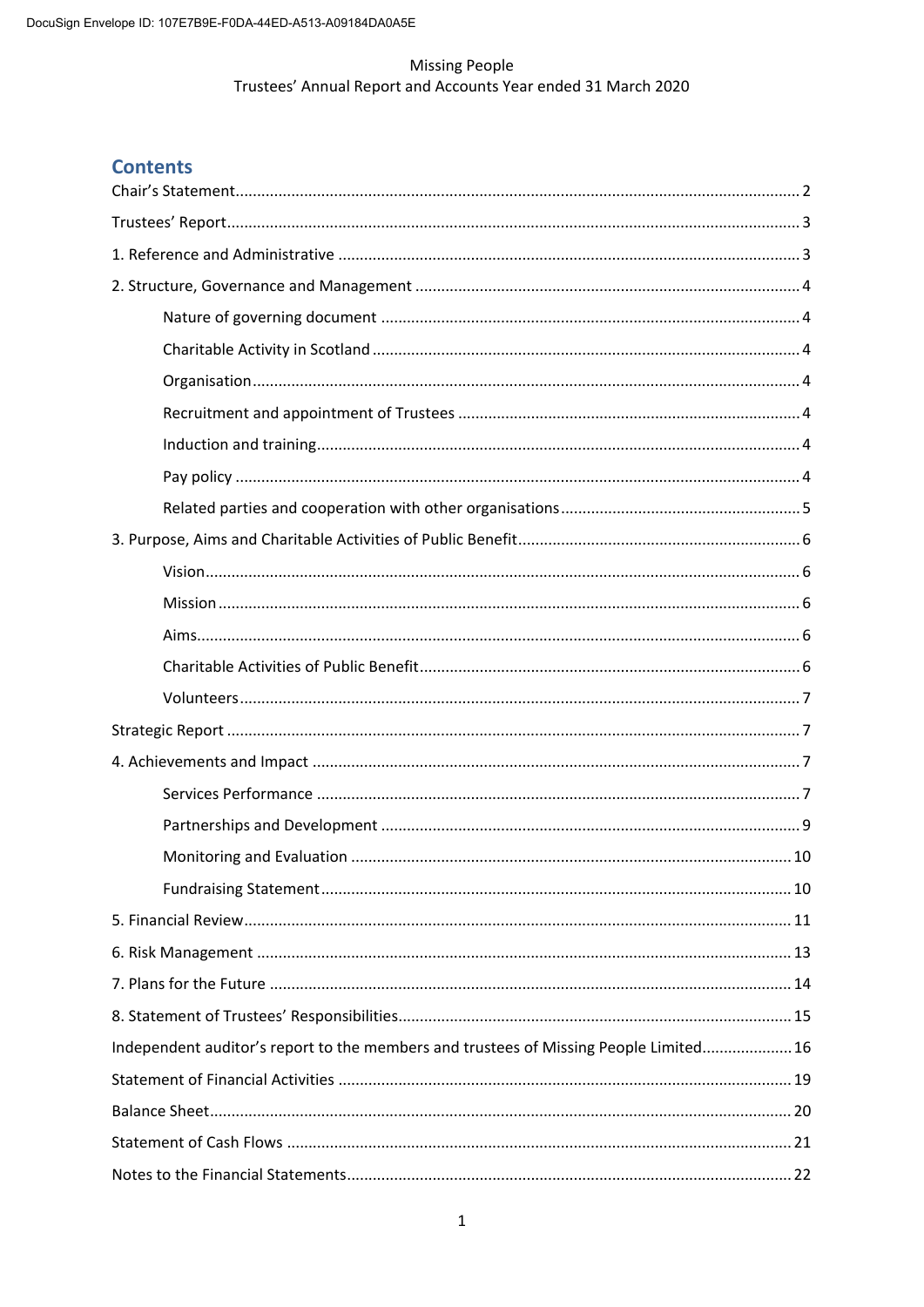Missing People
Trustees' Annual Report and Accounts Year ended 31 March 2020

## Contents

- Chair's Statement ..... 2
- Trustees' Report ..... 3
- 1. Reference and Administrative ..... 3
- 2. Structure, Governance and Management ..... 4
  - Nature of governing document ..... 4
  - Charitable Activity in Scotland ..... 4
  - Organisation ..... 4
  - Recruitment and appointment of Trustees ..... 4
  - Induction and training ..... 4
  - Pay policy ..... 4
  - Related parties and cooperation with other organisations ..... 5
- 3. Purpose, Aims and Charitable Activities of Public Benefit ..... 6
  - Vision ..... 6
  - Mission ..... 6
  - Aims ..... 6
  - Charitable Activities of Public Benefit ..... 6
  - Volunteers ..... 7
- Strategic Report ..... 7
- 4. Achievements and Impact ..... 7
  - Services Performance ..... 7
  - Partnerships and Development ..... 9
  - Monitoring and Evaluation ..... 10
  - Fundraising Statement ..... 10
- 5. Financial Review ..... 11
- 6. Risk Management ..... 13
- 7. Plans for the Future ..... 14
- 8. Statement of Trustees' Responsibilities ..... 15
- Independent auditor's report to the members and trustees of Missing People Limited ..... 16
- Statement of Financial Activities ..... 19
- Balance Sheet ..... 20
- Statement of Cash Flows ..... 21
- Notes to the Financial Statements ..... 22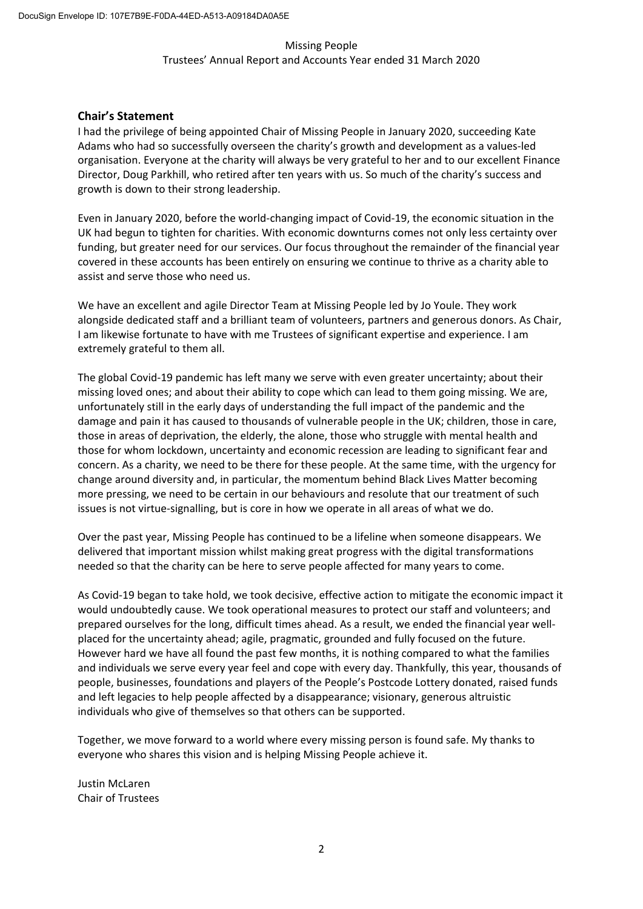## Chair's Statement

I had the privilege of being appointed Chair of Missing People in January 2020, succeeding Kate Adams who had so successfully overseen the charity's growth and development as a values-led organisation. Everyone at the charity will always be very grateful to her and to our excellent Finance Director, Doug Parkhill, who retired after ten years with us. So much of the charity's success and growth is down to their strong leadership.

Even in January 2020, before the world-changing impact of Covid-19, the economic situation in the UK had begun to tighten for charities. With economic downturns comes not only less certainty over funding, but greater need for our services. Our focus throughout the remainder of the financial year covered in these accounts has been entirely on ensuring we continue to thrive as a charity able to assist and serve those who need us.

We have an excellent and agile Director Team at Missing People led by Jo Youle. They work alongside dedicated staff and a brilliant team of volunteers, partners and generous donors. As Chair, I am likewise fortunate to have with me Trustees of significant expertise and experience. I am extremely grateful to them all.

The global Covid-19 pandemic has left many we serve with even greater uncertainty; about their missing loved ones; and about their ability to cope which can lead to them going missing. We are, unfortunately still in the early days of understanding the full impact of the pandemic and the damage and pain it has caused to thousands of vulnerable people in the UK; children, those in care, those in areas of deprivation, the elderly, the alone, those who struggle with mental health and those for whom lockdown, uncertainty and economic recession are leading to significant fear and concern. As a charity, we need to be there for these people. At the same time, with the urgency for change around diversity and, in particular, the momentum behind Black Lives Matter becoming more pressing, we need to be certain in our behaviours and resolute that our treatment of such issues is not virtue-signalling, but is core in how we operate in all areas of what we do.

Over the past year, Missing People has continued to be a lifeline when someone disappears. We delivered that important mission whilst making great progress with the digital transformations needed so that the charity can be here to serve people affected for many years to come.

As Covid-19 began to take hold, we took decisive, effective action to mitigate the economic impact it would undoubtedly cause. We took operational measures to protect our staff and volunteers; and prepared ourselves for the long, difficult times ahead. As a result, we ended the financial year well-placed for the uncertainty ahead; agile, pragmatic, grounded and fully focused on the future. However hard we have all found the past few months, it is nothing compared to what the families and individuals we serve every year feel and cope with every day. Thankfully, this year, thousands of people, businesses, foundations and players of the People's Postcode Lottery donated, raised funds and left legacies to help people affected by a disappearance; visionary, generous altruistic individuals who give of themselves so that others can be supported.

Together, we move forward to a world where every missing person is found safe. My thanks to everyone who shares this vision and is helping Missing People achieve it.

Justin McLaren
Chair of Trustees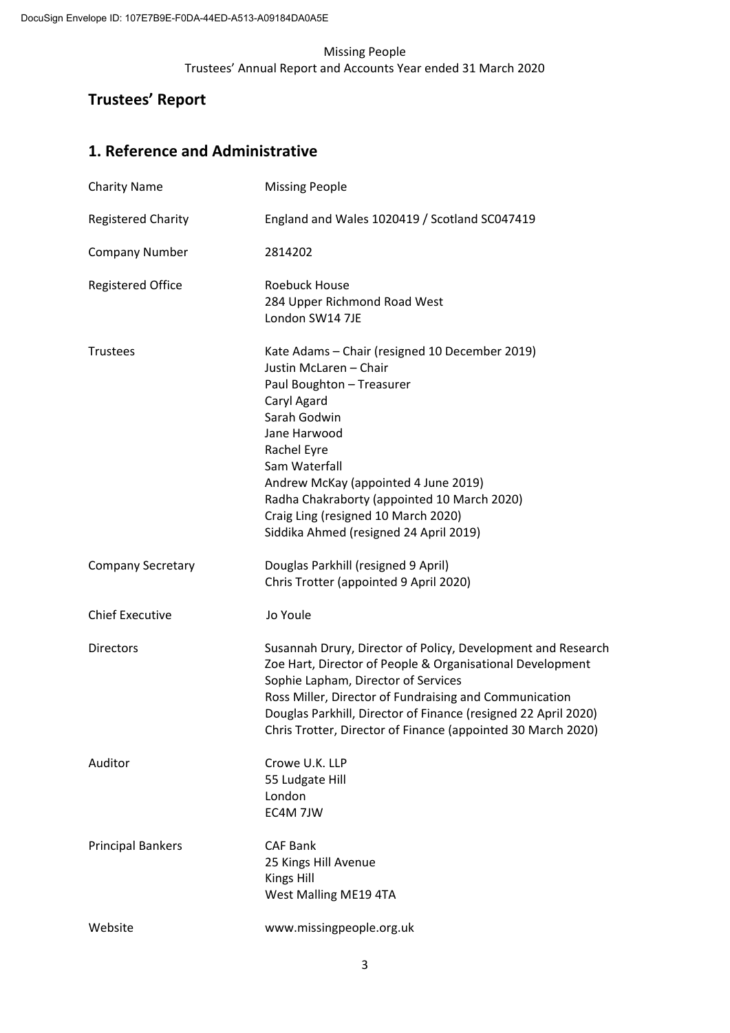# Trustees' Report

## 1. Reference and Administrative

| | |
|---|---|
| Charity Name | Missing People |
| Registered Charity | England and Wales 1020419 / Scotland SC047419 |
| Company Number | 2814202 |
| Registered Office | Roebuck House<br>284 Upper Richmond Road West<br>London SW14 7JE |
| Trustees | Kate Adams – Chair (resigned 10 December 2019)<br>Justin McLaren – Chair<br>Paul Boughton – Treasurer<br>Caryl Agard<br>Sarah Godwin<br>Jane Harwood<br>Rachel Eyre<br>Sam Waterfall<br>Andrew McKay (appointed 4 June 2019)<br>Radha Chakraborty (appointed 10 March 2020)<br>Craig Ling (resigned 10 March 2020)<br>Siddika Ahmed (resigned 24 April 2019) |
| Company Secretary | Douglas Parkhill (resigned 9 April)<br>Chris Trotter (appointed 9 April 2020) |
| Chief Executive | Jo Youle |
| Directors | Susannah Drury, Director of Policy, Development and Research<br>Zoe Hart, Director of People & Organisational Development<br>Sophie Lapham, Director of Services<br>Ross Miller, Director of Fundraising and Communication<br>Douglas Parkhill, Director of Finance (resigned 22 April 2020)<br>Chris Trotter, Director of Finance (appointed 30 March 2020) |
| Auditor | Crowe U.K. LLP<br>55 Ludgate Hill<br>London<br>EC4M 7JW |
| Principal Bankers | CAF Bank<br>25 Kings Hill Avenue<br>Kings Hill<br>West Malling ME19 4TA |
| Website | www.missingpeople.org.uk |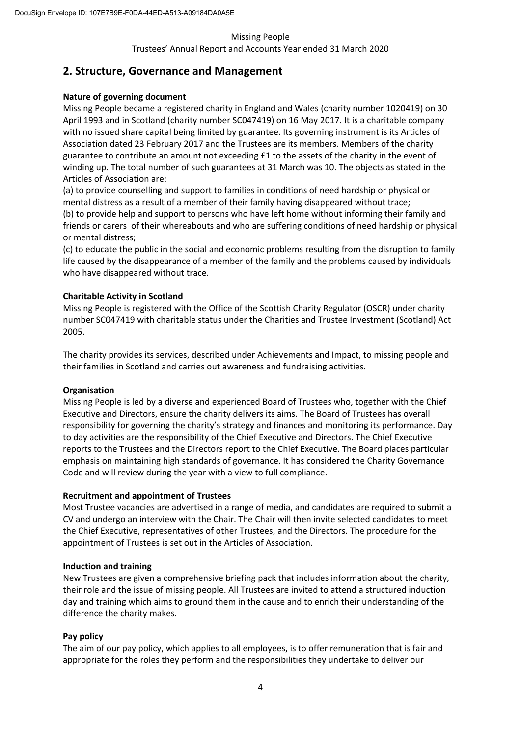## 2. Structure, Governance and Management

**Nature of governing document**

Missing People became a registered charity in England and Wales (charity number 1020419) on 30 April 1993 and in Scotland (charity number SC047419) on 16 May 2017. It is a charitable company with no issued share capital being limited by guarantee. Its governing instrument is its Articles of Association dated 23 February 2017 and the Trustees are its members. Members of the charity guarantee to contribute an amount not exceeding £1 to the assets of the charity in the event of winding up. The total number of such guarantees at 31 March was 10. The objects as stated in the Articles of Association are:

(a) to provide counselling and support to families in conditions of need hardship or physical or mental distress as a result of a member of their family having disappeared without trace;

(b) to provide help and support to persons who have left home without informing their family and friends or carers of their whereabouts and who are suffering conditions of need hardship or physical or mental distress;

(c) to educate the public in the social and economic problems resulting from the disruption to family life caused by the disappearance of a member of the family and the problems caused by individuals who have disappeared without trace.

**Charitable Activity in Scotland**

Missing People is registered with the Office of the Scottish Charity Regulator (OSCR) under charity number SC047419 with charitable status under the Charities and Trustee Investment (Scotland) Act 2005.

The charity provides its services, described under Achievements and Impact, to missing people and their families in Scotland and carries out awareness and fundraising activities.

**Organisation**

Missing People is led by a diverse and experienced Board of Trustees who, together with the Chief Executive and Directors, ensure the charity delivers its aims. The Board of Trustees has overall responsibility for governing the charity's strategy and finances and monitoring its performance. Day to day activities are the responsibility of the Chief Executive and Directors. The Chief Executive reports to the Trustees and the Directors report to the Chief Executive. The Board places particular emphasis on maintaining high standards of governance. It has considered the Charity Governance Code and will review during the year with a view to full compliance.

**Recruitment and appointment of Trustees**

Most Trustee vacancies are advertised in a range of media, and candidates are required to submit a CV and undergo an interview with the Chair. The Chair will then invite selected candidates to meet the Chief Executive, representatives of other Trustees, and the Directors. The procedure for the appointment of Trustees is set out in the Articles of Association.

**Induction and training**

New Trustees are given a comprehensive briefing pack that includes information about the charity, their role and the issue of missing people. All Trustees are invited to attend a structured induction day and training which aims to ground them in the cause and to enrich their understanding of the difference the charity makes.

**Pay policy**

The aim of our pay policy, which applies to all employees, is to offer remuneration that is fair and appropriate for the roles they perform and the responsibilities they undertake to deliver our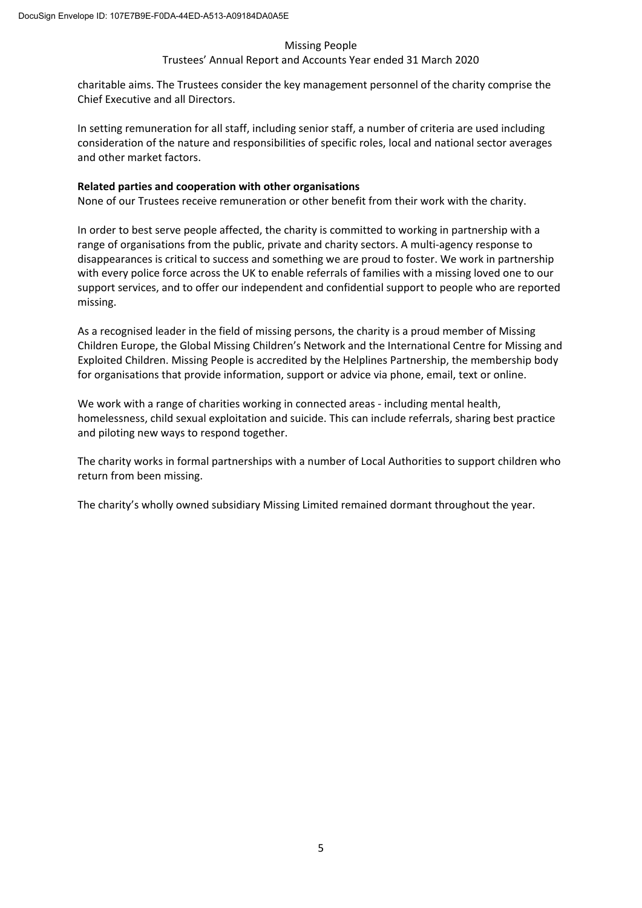charitable aims. The Trustees consider the key management personnel of the charity comprise the Chief Executive and all Directors.

In setting remuneration for all staff, including senior staff, a number of criteria are used including consideration of the nature and responsibilities of specific roles, local and national sector averages and other market factors.

**Related parties and cooperation with other organisations**

None of our Trustees receive remuneration or other benefit from their work with the charity.

In order to best serve people affected, the charity is committed to working in partnership with a range of organisations from the public, private and charity sectors. A multi-agency response to disappearances is critical to success and something we are proud to foster. We work in partnership with every police force across the UK to enable referrals of families with a missing loved one to our support services, and to offer our independent and confidential support to people who are reported missing.

As a recognised leader in the field of missing persons, the charity is a proud member of Missing Children Europe, the Global Missing Children's Network and the International Centre for Missing and Exploited Children. Missing People is accredited by the Helplines Partnership, the membership body for organisations that provide information, support or advice via phone, email, text or online.

We work with a range of charities working in connected areas - including mental health, homelessness, child sexual exploitation and suicide. This can include referrals, sharing best practice and piloting new ways to respond together.

The charity works in formal partnerships with a number of Local Authorities to support children who return from been missing.

The charity's wholly owned subsidiary Missing Limited remained dormant throughout the year.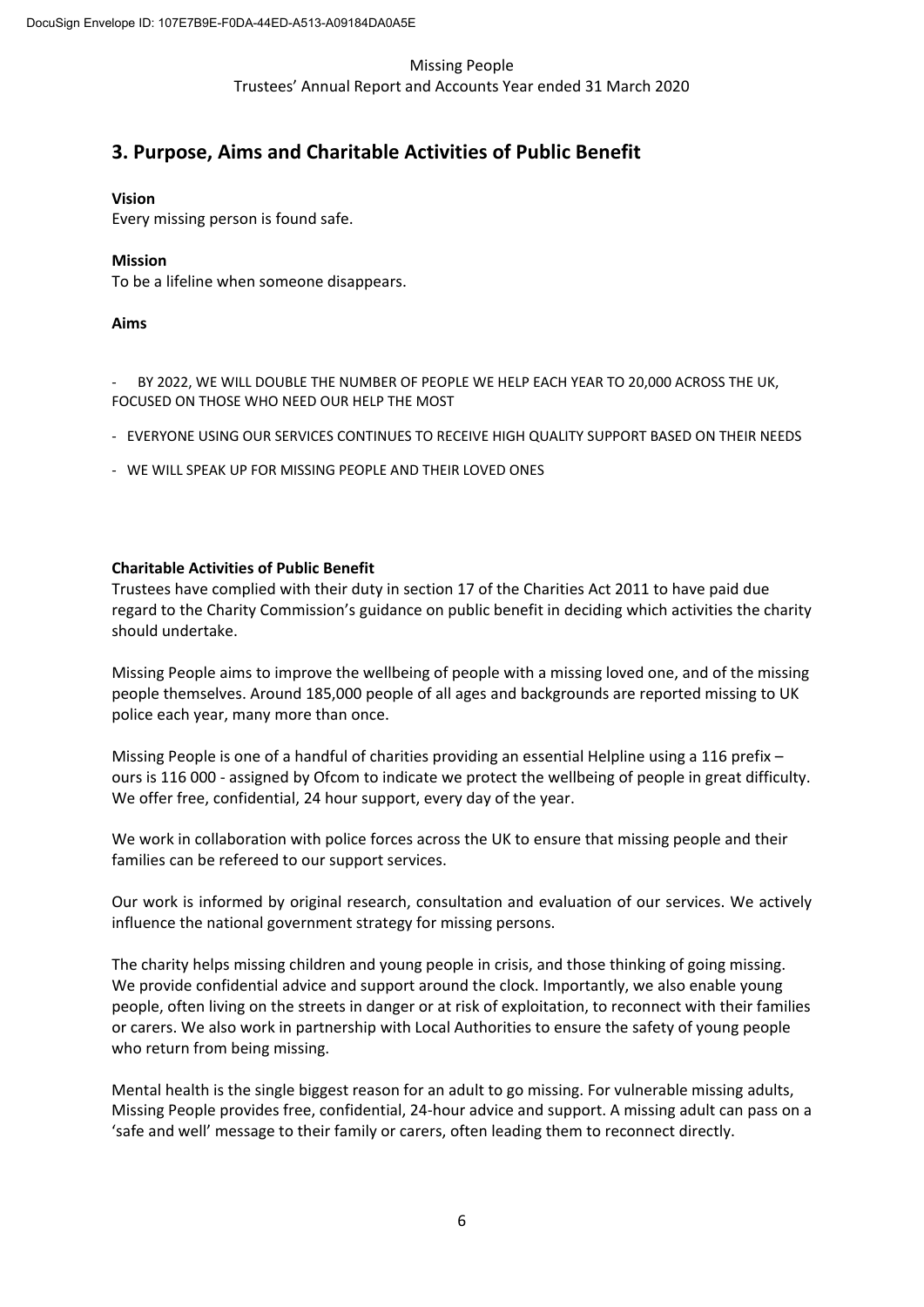## 3. Purpose, Aims and Charitable Activities of Public Benefit

**Vision**
Every missing person is found safe.

**Mission**
To be a lifeline when someone disappears.

**Aims**

- BY 2022, WE WILL DOUBLE THE NUMBER OF PEOPLE WE HELP EACH YEAR TO 20,000 ACROSS THE UK, FOCUSED ON THOSE WHO NEED OUR HELP THE MOST
- EVERYONE USING OUR SERVICES CONTINUES TO RECEIVE HIGH QUALITY SUPPORT BASED ON THEIR NEEDS
- WE WILL SPEAK UP FOR MISSING PEOPLE AND THEIR LOVED ONES

**Charitable Activities of Public Benefit**
Trustees have complied with their duty in section 17 of the Charities Act 2011 to have paid due regard to the Charity Commission's guidance on public benefit in deciding which activities the charity should undertake.

Missing People aims to improve the wellbeing of people with a missing loved one, and of the missing people themselves. Around 185,000 people of all ages and backgrounds are reported missing to UK police each year, many more than once.

Missing People is one of a handful of charities providing an essential Helpline using a 116 prefix – ours is 116 000 - assigned by Ofcom to indicate we protect the wellbeing of people in great difficulty. We offer free, confidential, 24 hour support, every day of the year.

We work in collaboration with police forces across the UK to ensure that missing people and their families can be refereed to our support services.

Our work is informed by original research, consultation and evaluation of our services. We actively influence the national government strategy for missing persons.

The charity helps missing children and young people in crisis, and those thinking of going missing. We provide confidential advice and support around the clock. Importantly, we also enable young people, often living on the streets in danger or at risk of exploitation, to reconnect with their families or carers. We also work in partnership with Local Authorities to ensure the safety of young people who return from being missing.

Mental health is the single biggest reason for an adult to go missing. For vulnerable missing adults, Missing People provides free, confidential, 24-hour advice and support. A missing adult can pass on a 'safe and well' message to their family or carers, often leading them to reconnect directly.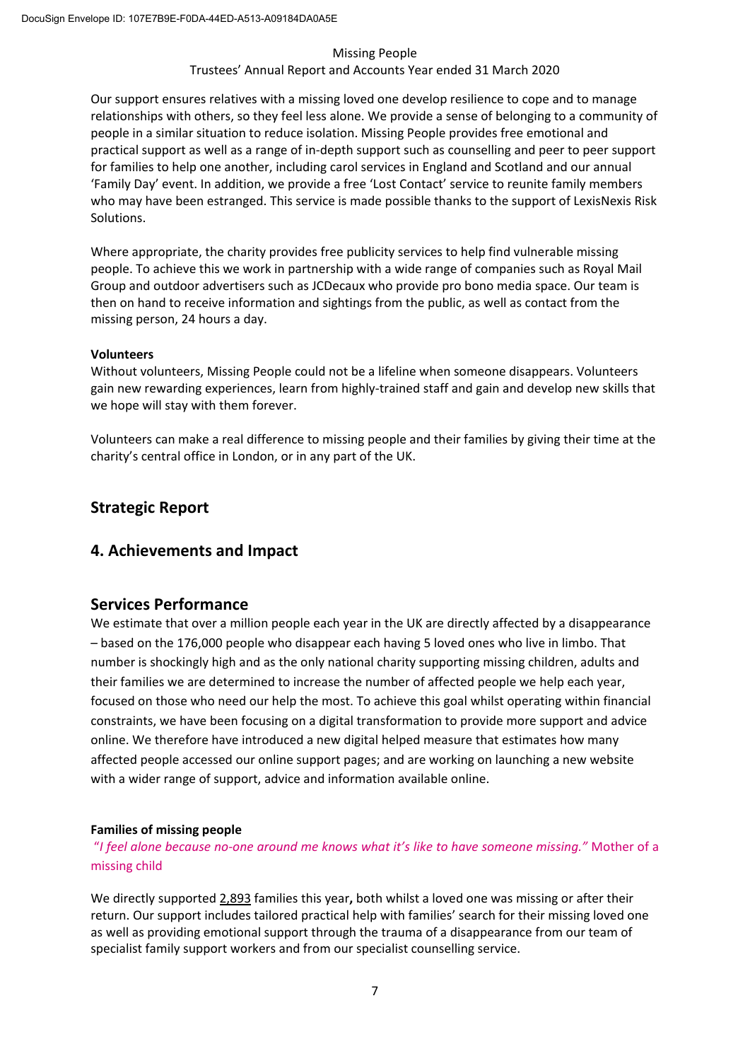Our support ensures relatives with a missing loved one develop resilience to cope and to manage relationships with others, so they feel less alone. We provide a sense of belonging to a community of people in a similar situation to reduce isolation. Missing People provides free emotional and practical support as well as a range of in-depth support such as counselling and peer to peer support for families to help one another, including carol services in England and Scotland and our annual 'Family Day' event. In addition, we provide a free 'Lost Contact' service to reunite family members who may have been estranged. This service is made possible thanks to the support of LexisNexis Risk Solutions.

Where appropriate, the charity provides free publicity services to help find vulnerable missing people. To achieve this we work in partnership with a wide range of companies such as Royal Mail Group and outdoor advertisers such as JCDecaux who provide pro bono media space. Our team is then on hand to receive information and sightings from the public, as well as contact from the missing person, 24 hours a day.

**Volunteers**

Without volunteers, Missing People could not be a lifeline when someone disappears. Volunteers gain new rewarding experiences, learn from highly-trained staff and gain and develop new skills that we hope will stay with them forever.

Volunteers can make a real difference to missing people and their families by giving their time at the charity's central office in London, or in any part of the UK.

## Strategic Report

## 4. Achievements and Impact

## Services Performance

We estimate that over a million people each year in the UK are directly affected by a disappearance – based on the 176,000 people who disappear each having 5 loved ones who live in limbo. That number is shockingly high and as the only national charity supporting missing children, adults and their families we are determined to increase the number of affected people we help each year, focused on those who need our help the most. To achieve this goal whilst operating within financial constraints, we have been focusing on a digital transformation to provide more support and advice online. We therefore have introduced a new digital helped measure that estimates how many affected people accessed our online support pages; and are working on launching a new website with a wider range of support, advice and information available online.

**Families of missing people**

"*I feel alone because no-one around me knows what it's like to have someone missing.*" Mother of a missing child

We directly supported 2,893 families this year**,** both whilst a loved one was missing or after their return. Our support includes tailored practical help with families' search for their missing loved one as well as providing emotional support through the trauma of a disappearance from our team of specialist family support workers and from our specialist counselling service.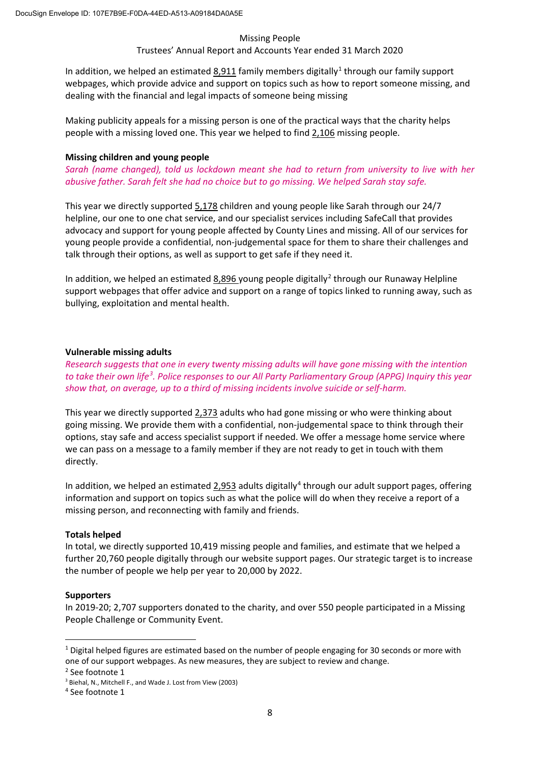In addition, we helped an estimated 8,911 family members digitally[1] through our family support webpages, which provide advice and support on topics such as how to report someone missing, and dealing with the financial and legal impacts of someone being missing

Making publicity appeals for a missing person is one of the practical ways that the charity helps people with a missing loved one. This year we helped to find 2,106 missing people.

**Missing children and young people**

*Sarah (name changed), told us lockdown meant she had to return from university to live with her abusive father. Sarah felt she had no choice but to go missing. We helped Sarah stay safe.*

This year we directly supported 5,178 children and young people like Sarah through our 24/7 helpline, our one to one chat service, and our specialist services including SafeCall that provides advocacy and support for young people affected by County Lines and missing. All of our services for young people provide a confidential, non-judgemental space for them to share their challenges and talk through their options, as well as support to get safe if they need it.

In addition, we helped an estimated 8,896 young people digitally[2] through our Runaway Helpline support webpages that offer advice and support on a range of topics linked to running away, such as bullying, exploitation and mental health.

**Vulnerable missing adults**

*Research suggests that one in every twenty missing adults will have gone missing with the intention to take their own life[3]. Police responses to our All Party Parliamentary Group (APPG) Inquiry this year show that, on average, up to a third of missing incidents involve suicide or self-harm.*

This year we directly supported 2,373 adults who had gone missing or who were thinking about going missing. We provide them with a confidential, non-judgemental space to think through their options, stay safe and access specialist support if needed. We offer a message home service where we can pass on a message to a family member if they are not ready to get in touch with them directly.

In addition, we helped an estimated 2,953 adults digitally[4] through our adult support pages, offering information and support on topics such as what the police will do when they receive a report of a missing person, and reconnecting with family and friends.

**Totals helped**

In total, we directly supported 10,419 missing people and families, and estimate that we helped a further 20,760 people digitally through our website support pages. Our strategic target is to increase the number of people we help per year to 20,000 by 2022.

**Supporters**

In 2019-20; 2,707 supporters donated to the charity, and over 550 people participated in a Missing People Challenge or Community Event.

---

[1] Digital helped figures are estimated based on the number of people engaging for 30 seconds or more with one of our support webpages. As new measures, they are subject to review and change.

[2] See footnote 1

[3] Biehal, N., Mitchell F., and Wade J. Lost from View (2003)

[4] See footnote 1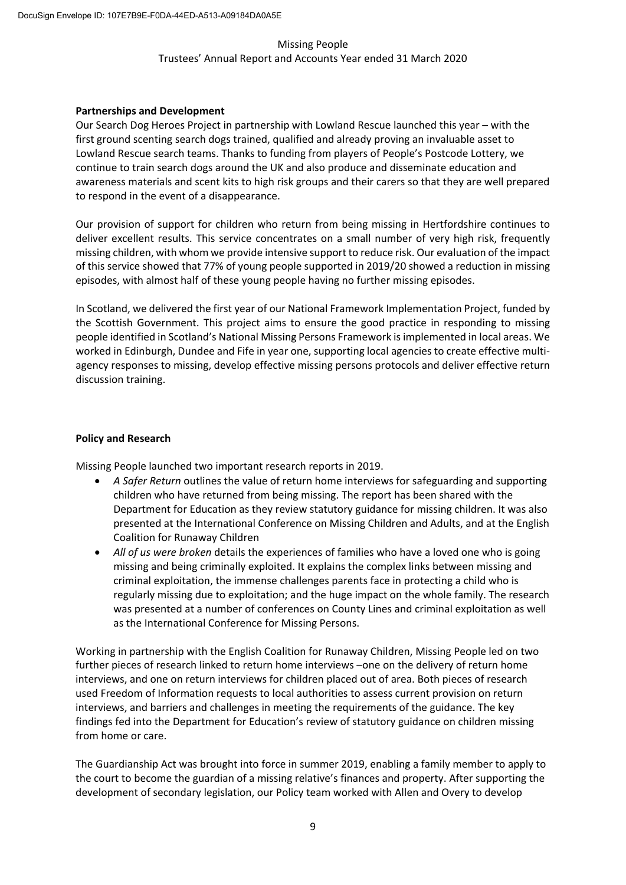**Partnerships and Development**

Our Search Dog Heroes Project in partnership with Lowland Rescue launched this year – with the first ground scenting search dogs trained, qualified and already proving an invaluable asset to Lowland Rescue search teams. Thanks to funding from players of People's Postcode Lottery, we continue to train search dogs around the UK and also produce and disseminate education and awareness materials and scent kits to high risk groups and their carers so that they are well prepared to respond in the event of a disappearance.

Our provision of support for children who return from being missing in Hertfordshire continues to deliver excellent results. This service concentrates on a small number of very high risk, frequently missing children, with whom we provide intensive support to reduce risk. Our evaluation of the impact of this service showed that 77% of young people supported in 2019/20 showed a reduction in missing episodes, with almost half of these young people having no further missing episodes.

In Scotland, we delivered the first year of our National Framework Implementation Project, funded by the Scottish Government. This project aims to ensure the good practice in responding to missing people identified in Scotland's National Missing Persons Framework is implemented in local areas. We worked in Edinburgh, Dundee and Fife in year one, supporting local agencies to create effective multi-agency responses to missing, develop effective missing persons protocols and deliver effective return discussion training.

**Policy and Research**

Missing People launched two important research reports in 2019.

- *A Safer Return* outlines the value of return home interviews for safeguarding and supporting children who have returned from being missing. The report has been shared with the Department for Education as they review statutory guidance for missing children. It was also presented at the International Conference on Missing Children and Adults, and at the English Coalition for Runaway Children
- *All of us were broken* details the experiences of families who have a loved one who is going missing and being criminally exploited. It explains the complex links between missing and criminal exploitation, the immense challenges parents face in protecting a child who is regularly missing due to exploitation; and the huge impact on the whole family. The research was presented at a number of conferences on County Lines and criminal exploitation as well as the International Conference for Missing Persons.

Working in partnership with the English Coalition for Runaway Children, Missing People led on two further pieces of research linked to return home interviews –one on the delivery of return home interviews, and one on return interviews for children placed out of area. Both pieces of research used Freedom of Information requests to local authorities to assess current provision on return interviews, and barriers and challenges in meeting the requirements of the guidance. The key findings fed into the Department for Education's review of statutory guidance on children missing from home or care.

The Guardianship Act was brought into force in summer 2019, enabling a family member to apply to the court to become the guardian of a missing relative's finances and property. After supporting the development of secondary legislation, our Policy team worked with Allen and Overy to develop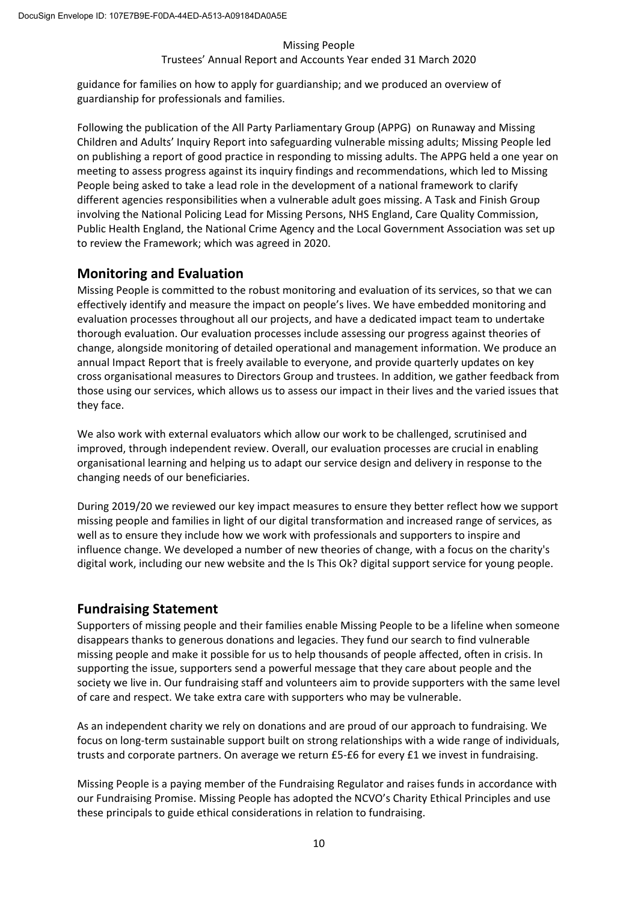guidance for families on how to apply for guardianship; and we produced an overview of guardianship for professionals and families.

Following the publication of the All Party Parliamentary Group (APPG) on Runaway and Missing Children and Adults' Inquiry Report into safeguarding vulnerable missing adults; Missing People led on publishing a report of good practice in responding to missing adults. The APPG held a one year on meeting to assess progress against its inquiry findings and recommendations, which led to Missing People being asked to take a lead role in the development of a national framework to clarify different agencies responsibilities when a vulnerable adult goes missing. A Task and Finish Group involving the National Policing Lead for Missing Persons, NHS England, Care Quality Commission, Public Health England, the National Crime Agency and the Local Government Association was set up to review the Framework; which was agreed in 2020.

## Monitoring and Evaluation

Missing People is committed to the robust monitoring and evaluation of its services, so that we can effectively identify and measure the impact on people's lives. We have embedded monitoring and evaluation processes throughout all our projects, and have a dedicated impact team to undertake thorough evaluation. Our evaluation processes include assessing our progress against theories of change, alongside monitoring of detailed operational and management information. We produce an annual Impact Report that is freely available to everyone, and provide quarterly updates on key cross organisational measures to Directors Group and trustees. In addition, we gather feedback from those using our services, which allows us to assess our impact in their lives and the varied issues that they face.

We also work with external evaluators which allow our work to be challenged, scrutinised and improved, through independent review. Overall, our evaluation processes are crucial in enabling organisational learning and helping us to adapt our service design and delivery in response to the changing needs of our beneficiaries.

During 2019/20 we reviewed our key impact measures to ensure they better reflect how we support missing people and families in light of our digital transformation and increased range of services, as well as to ensure they include how we work with professionals and supporters to inspire and influence change. We developed a number of new theories of change, with a focus on the charity's digital work, including our new website and the Is This Ok? digital support service for young people.

## Fundraising Statement

Supporters of missing people and their families enable Missing People to be a lifeline when someone disappears thanks to generous donations and legacies. They fund our search to find vulnerable missing people and make it possible for us to help thousands of people affected, often in crisis. In supporting the issue, supporters send a powerful message that they care about people and the society we live in. Our fundraising staff and volunteers aim to provide supporters with the same level of care and respect. We take extra care with supporters who may be vulnerable.

As an independent charity we rely on donations and are proud of our approach to fundraising. We focus on long-term sustainable support built on strong relationships with a wide range of individuals, trusts and corporate partners. On average we return £5-£6 for every £1 we invest in fundraising.

Missing People is a paying member of the Fundraising Regulator and raises funds in accordance with our Fundraising Promise. Missing People has adopted the NCVO's Charity Ethical Principles and use these principals to guide ethical considerations in relation to fundraising.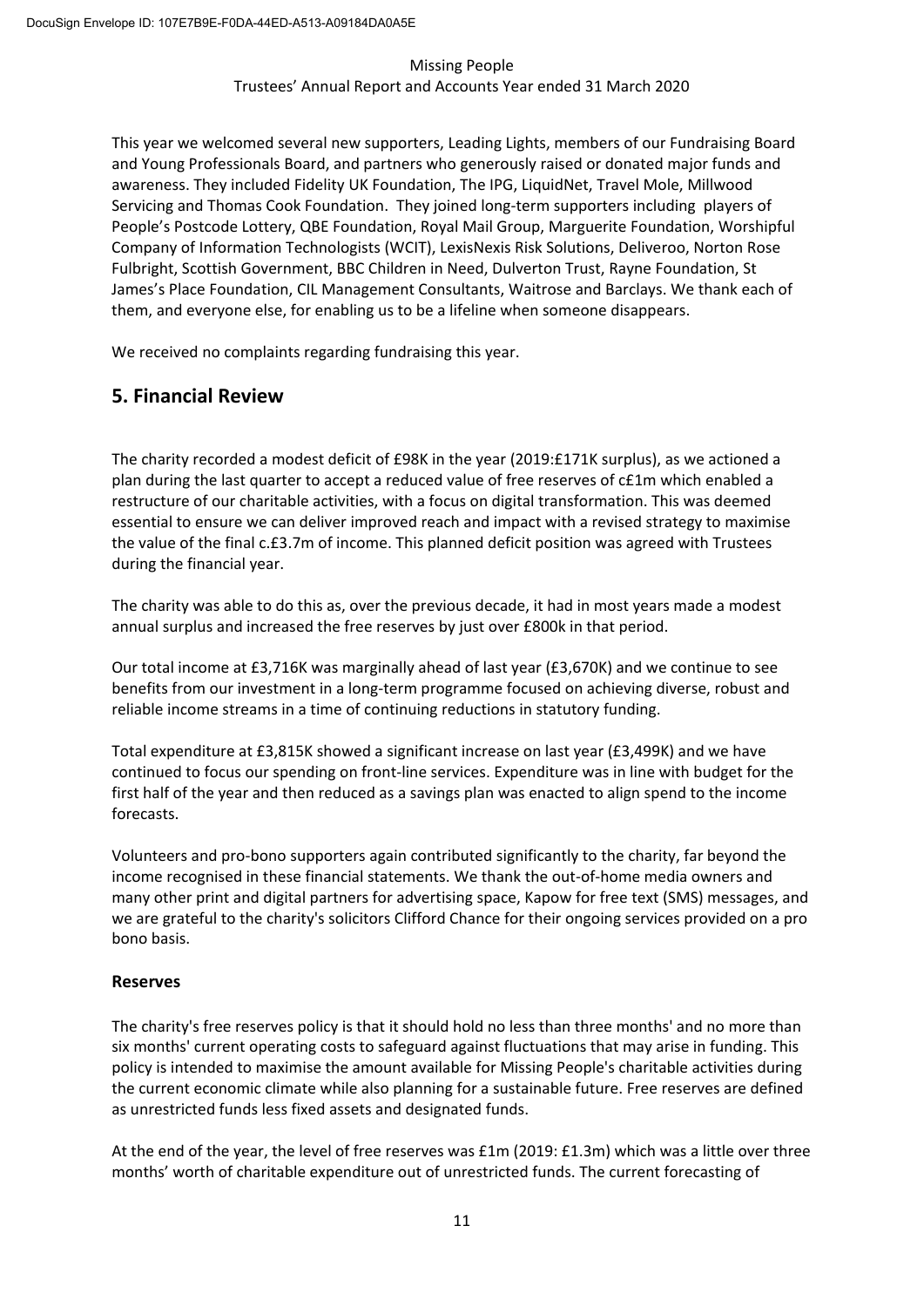This year we welcomed several new supporters, Leading Lights, members of our Fundraising Board and Young Professionals Board, and partners who generously raised or donated major funds and awareness. They included Fidelity UK Foundation, The IPG, LiquidNet, Travel Mole, Millwood Servicing and Thomas Cook Foundation. They joined long-term supporters including players of People's Postcode Lottery, QBE Foundation, Royal Mail Group, Marguerite Foundation, Worshipful Company of Information Technologists (WCIT), LexisNexis Risk Solutions, Deliveroo, Norton Rose Fulbright, Scottish Government, BBC Children in Need, Dulverton Trust, Rayne Foundation, St James's Place Foundation, CIL Management Consultants, Waitrose and Barclays. We thank each of them, and everyone else, for enabling us to be a lifeline when someone disappears.

We received no complaints regarding fundraising this year.

## 5. Financial Review

The charity recorded a modest deficit of £98K in the year (2019:£171K surplus), as we actioned a plan during the last quarter to accept a reduced value of free reserves of c£1m which enabled a restructure of our charitable activities, with a focus on digital transformation. This was deemed essential to ensure we can deliver improved reach and impact with a revised strategy to maximise the value of the final c.£3.7m of income. This planned deficit position was agreed with Trustees during the financial year.

The charity was able to do this as, over the previous decade, it had in most years made a modest annual surplus and increased the free reserves by just over £800k in that period.

Our total income at £3,716K was marginally ahead of last year (£3,670K) and we continue to see benefits from our investment in a long-term programme focused on achieving diverse, robust and reliable income streams in a time of continuing reductions in statutory funding.

Total expenditure at £3,815K showed a significant increase on last year (£3,499K) and we have continued to focus our spending on front-line services. Expenditure was in line with budget for the first half of the year and then reduced as a savings plan was enacted to align spend to the income forecasts.

Volunteers and pro-bono supporters again contributed significantly to the charity, far beyond the income recognised in these financial statements. We thank the out-of-home media owners and many other print and digital partners for advertising space, Kapow for free text (SMS) messages, and we are grateful to the charity's solicitors Clifford Chance for their ongoing services provided on a pro bono basis.

### Reserves

The charity's free reserves policy is that it should hold no less than three months' and no more than six months' current operating costs to safeguard against fluctuations that may arise in funding. This policy is intended to maximise the amount available for Missing People's charitable activities during the current economic climate while also planning for a sustainable future. Free reserves are defined as unrestricted funds less fixed assets and designated funds.

At the end of the year, the level of free reserves was £1m (2019: £1.3m) which was a little over three months' worth of charitable expenditure out of unrestricted funds. The current forecasting of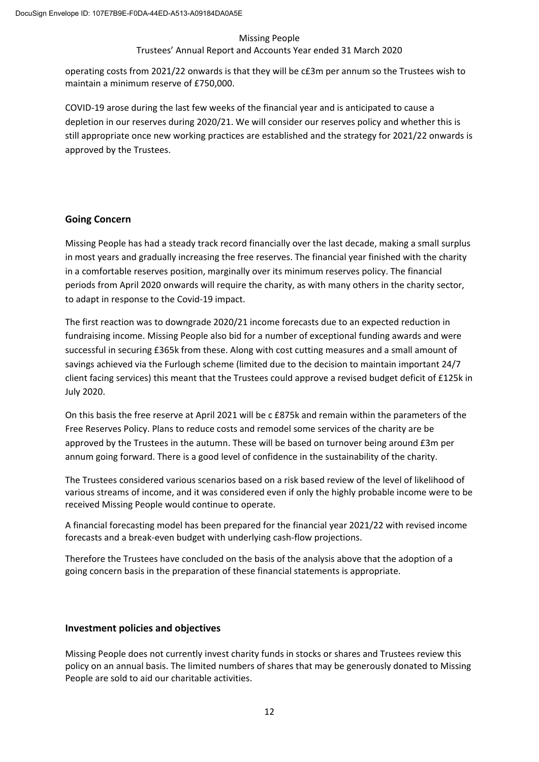operating costs from 2021/22 onwards is that they will be c£3m per annum so the Trustees wish to maintain a minimum reserve of £750,000.

COVID-19 arose during the last few weeks of the financial year and is anticipated to cause a depletion in our reserves during 2020/21. We will consider our reserves policy and whether this is still appropriate once new working practices are established and the strategy for 2021/22 onwards is approved by the Trustees.

## Going Concern

Missing People has had a steady track record financially over the last decade, making a small surplus in most years and gradually increasing the free reserves. The financial year finished with the charity in a comfortable reserves position, marginally over its minimum reserves policy. The financial periods from April 2020 onwards will require the charity, as with many others in the charity sector, to adapt in response to the Covid-19 impact.

The first reaction was to downgrade 2020/21 income forecasts due to an expected reduction in fundraising income. Missing People also bid for a number of exceptional funding awards and were successful in securing £365k from these. Along with cost cutting measures and a small amount of savings achieved via the Furlough scheme (limited due to the decision to maintain important 24/7 client facing services) this meant that the Trustees could approve a revised budget deficit of £125k in July 2020.

On this basis the free reserve at April 2021 will be c £875k and remain within the parameters of the Free Reserves Policy. Plans to reduce costs and remodel some services of the charity are be approved by the Trustees in the autumn. These will be based on turnover being around £3m per annum going forward. There is a good level of confidence in the sustainability of the charity.

The Trustees considered various scenarios based on a risk based review of the level of likelihood of various streams of income, and it was considered even if only the highly probable income were to be received Missing People would continue to operate.

A financial forecasting model has been prepared for the financial year 2021/22 with revised income forecasts and a break-even budget with underlying cash-flow projections.

Therefore the Trustees have concluded on the basis of the analysis above that the adoption of a going concern basis in the preparation of these financial statements is appropriate.

## Investment policies and objectives

Missing People does not currently invest charity funds in stocks or shares and Trustees review this policy on an annual basis. The limited numbers of shares that may be generously donated to Missing People are sold to aid our charitable activities.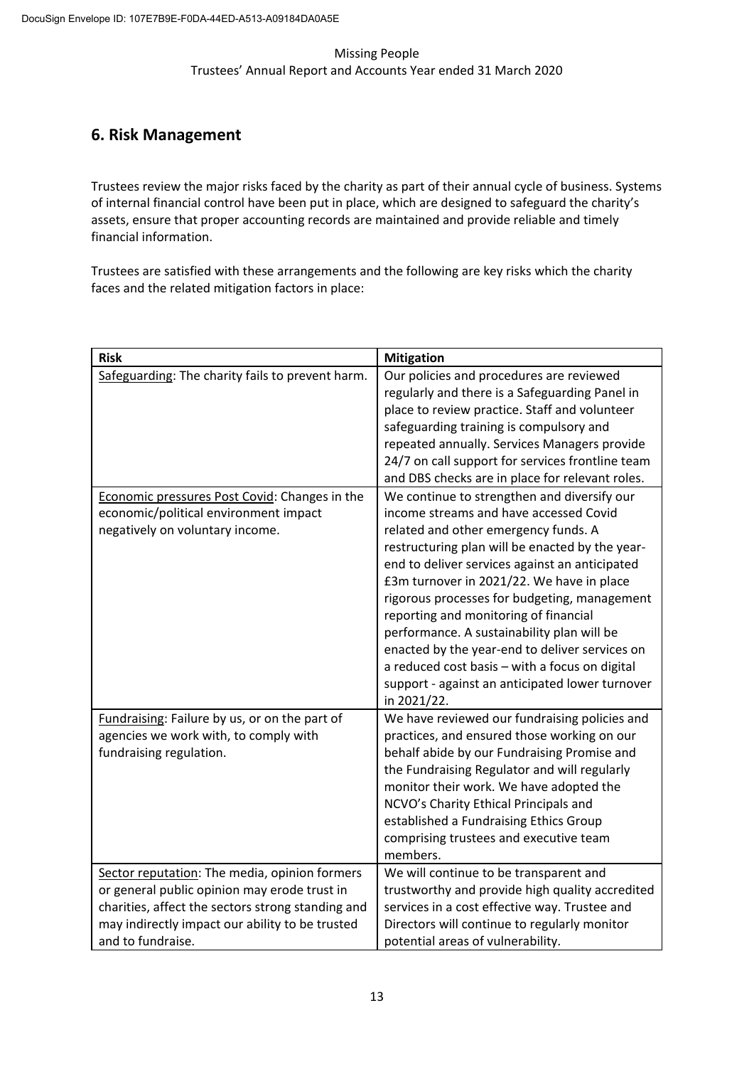## 6. Risk Management

Trustees review the major risks faced by the charity as part of their annual cycle of business. Systems of internal financial control have been put in place, which are designed to safeguard the charity's assets, ensure that proper accounting records are maintained and provide reliable and timely financial information.

Trustees are satisfied with these arrangements and the following are key risks which the charity faces and the related mitigation factors in place:

| **Risk** | **Mitigation** |
|---|---|
| Safeguarding: The charity fails to prevent harm. | Our policies and procedures are reviewed regularly and there is a Safeguarding Panel in place to review practice. Staff and volunteer safeguarding training is compulsory and repeated annually. Services Managers provide 24/7 on call support for services frontline team and DBS checks are in place for relevant roles. |
| Economic pressures Post Covid: Changes in the economic/political environment impact negatively on voluntary income. | We continue to strengthen and diversify our income streams and have accessed Covid related and other emergency funds. A restructuring plan will be enacted by the year-end to deliver services against an anticipated £3m turnover in 2021/22. We have in place rigorous processes for budgeting, management reporting and monitoring of financial performance. A sustainability plan will be enacted by the year-end to deliver services on a reduced cost basis – with a focus on digital support - against an anticipated lower turnover in 2021/22. |
| Fundraising: Failure by us, or on the part of agencies we work with, to comply with fundraising regulation. | We have reviewed our fundraising policies and practices, and ensured those working on our behalf abide by our Fundraising Promise and the Fundraising Regulator and will regularly monitor their work. We have adopted the NCVO's Charity Ethical Principals and established a Fundraising Ethics Group comprising trustees and executive team members. |
| Sector reputation: The media, opinion formers or general public opinion may erode trust in charities, affect the sectors strong standing and may indirectly impact our ability to be trusted and to fundraise. | We will continue to be transparent and trustworthy and provide high quality accredited services in a cost effective way. Trustee and Directors will continue to regularly monitor potential areas of vulnerability. |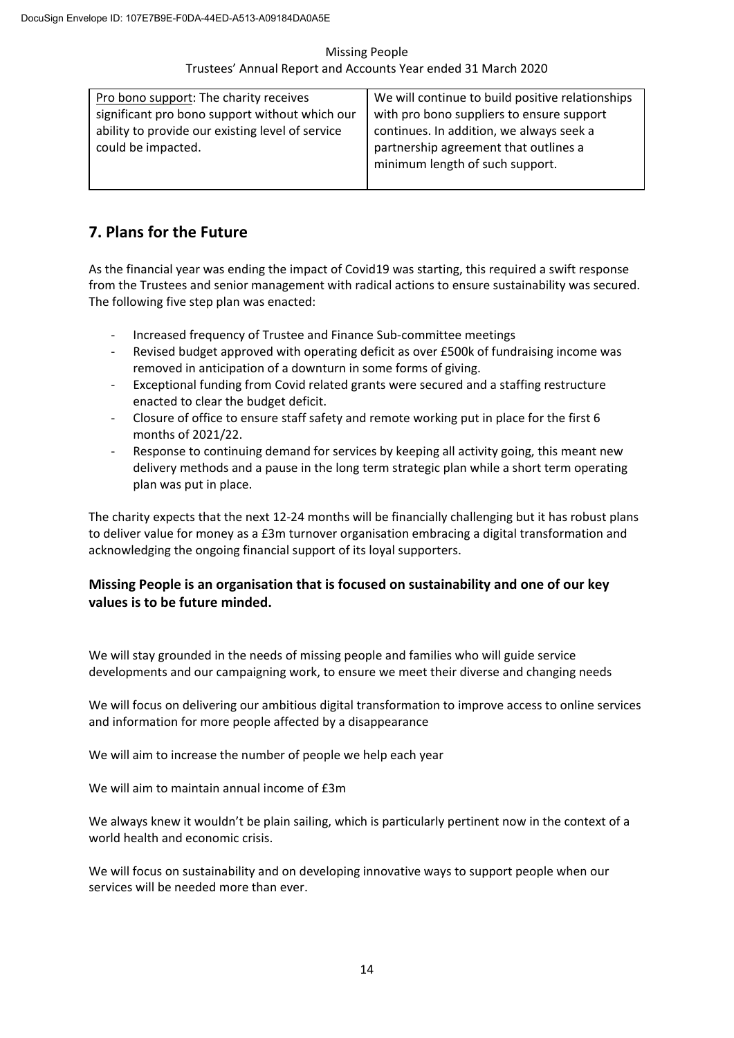| Pro bono support: The charity receives significant pro bono support without which our ability to provide our existing level of service could be impacted. | We will continue to build positive relationships with pro bono suppliers to ensure support continues. In addition, we always seek a partnership agreement that outlines a minimum length of such support. |
|---|---|

## 7. Plans for the Future

As the financial year was ending the impact of Covid19 was starting, this required a swift response from the Trustees and senior management with radical actions to ensure sustainability was secured. The following five step plan was enacted:

- Increased frequency of Trustee and Finance Sub-committee meetings
- Revised budget approved with operating deficit as over £500k of fundraising income was removed in anticipation of a downturn in some forms of giving.
- Exceptional funding from Covid related grants were secured and a staffing restructure enacted to clear the budget deficit.
- Closure of office to ensure staff safety and remote working put in place for the first 6 months of 2021/22.
- Response to continuing demand for services by keeping all activity going, this meant new delivery methods and a pause in the long term strategic plan while a short term operating plan was put in place.

The charity expects that the next 12-24 months will be financially challenging but it has robust plans to deliver value for money as a £3m turnover organisation embracing a digital transformation and acknowledging the ongoing financial support of its loyal supporters.

### Missing People is an organisation that is focused on sustainability and one of our key values is to be future minded.

We will stay grounded in the needs of missing people and families who will guide service developments and our campaigning work, to ensure we meet their diverse and changing needs

We will focus on delivering our ambitious digital transformation to improve access to online services and information for more people affected by a disappearance

We will aim to increase the number of people we help each year

We will aim to maintain annual income of £3m

We always knew it wouldn't be plain sailing, which is particularly pertinent now in the context of a world health and economic crisis.

We will focus on sustainability and on developing innovative ways to support people when our services will be needed more than ever.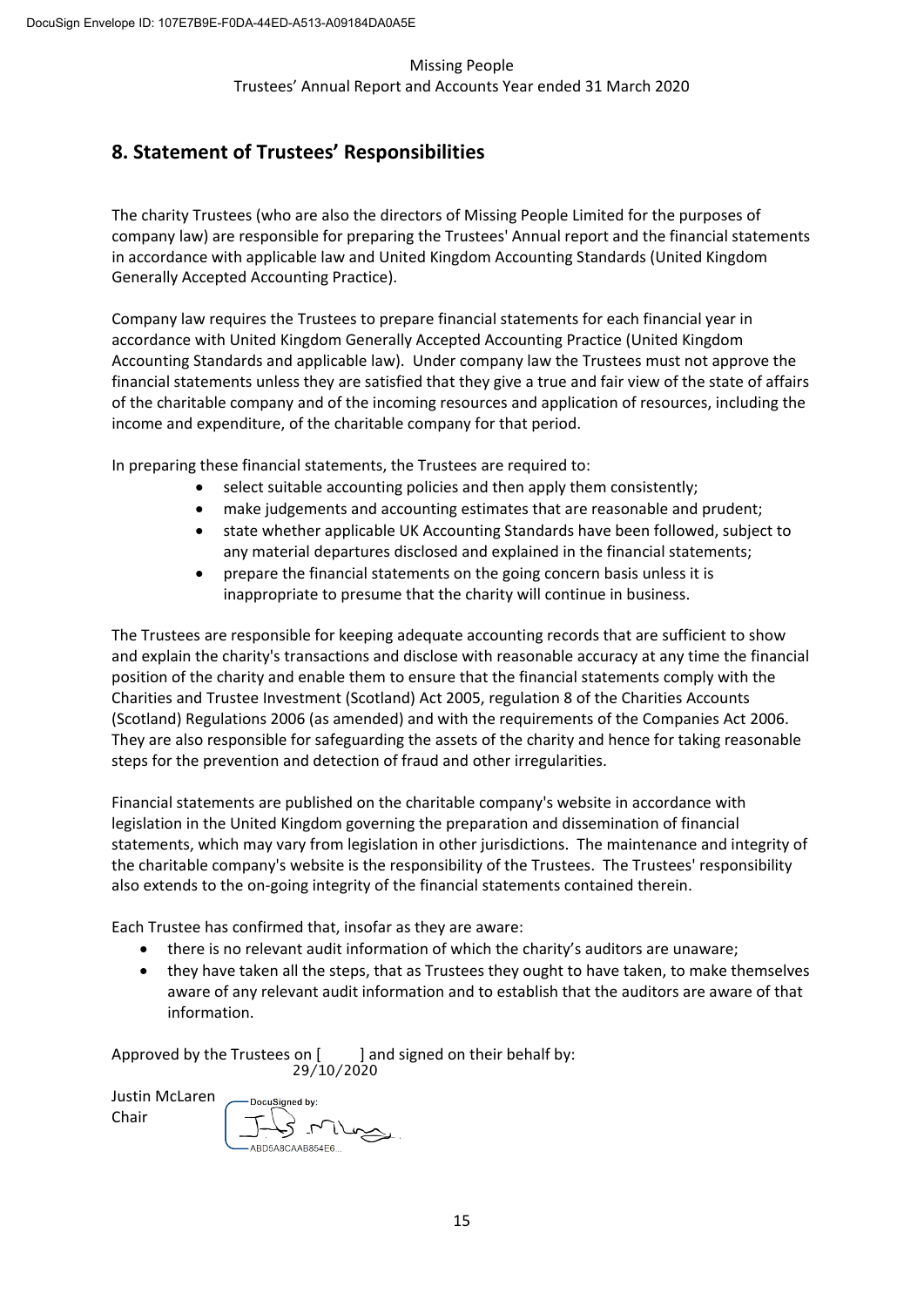## 8. Statement of Trustees' Responsibilities

The charity Trustees (who are also the directors of Missing People Limited for the purposes of company law) are responsible for preparing the Trustees' Annual report and the financial statements in accordance with applicable law and United Kingdom Accounting Standards (United Kingdom Generally Accepted Accounting Practice).

Company law requires the Trustees to prepare financial statements for each financial year in accordance with United Kingdom Generally Accepted Accounting Practice (United Kingdom Accounting Standards and applicable law). Under company law the Trustees must not approve the financial statements unless they are satisfied that they give a true and fair view of the state of affairs of the charitable company and of the incoming resources and application of resources, including the income and expenditure, of the charitable company for that period.

In preparing these financial statements, the Trustees are required to:

- select suitable accounting policies and then apply them consistently;
- make judgements and accounting estimates that are reasonable and prudent;
- state whether applicable UK Accounting Standards have been followed, subject to any material departures disclosed and explained in the financial statements;
- prepare the financial statements on the going concern basis unless it is inappropriate to presume that the charity will continue in business.

The Trustees are responsible for keeping adequate accounting records that are sufficient to show and explain the charity's transactions and disclose with reasonable accuracy at any time the financial position of the charity and enable them to ensure that the financial statements comply with the Charities and Trustee Investment (Scotland) Act 2005, regulation 8 of the Charities Accounts (Scotland) Regulations 2006 (as amended) and with the requirements of the Companies Act 2006. They are also responsible for safeguarding the assets of the charity and hence for taking reasonable steps for the prevention and detection of fraud and other irregularities.

Financial statements are published on the charitable company's website in accordance with legislation in the United Kingdom governing the preparation and dissemination of financial statements, which may vary from legislation in other jurisdictions. The maintenance and integrity of the charitable company's website is the responsibility of the Trustees. The Trustees' responsibility also extends to the on-going integrity of the financial statements contained therein.

Each Trustee has confirmed that, insofar as they are aware:

- there is no relevant audit information of which the charity's auditors are unaware;
- they have taken all the steps, that as Trustees they ought to have taken, to make themselves aware of any relevant audit information and to establish that the auditors are aware of that information.

Approved by the Trustees on [ 29/10/2020 ] and signed on their behalf by:

Justin McLaren
Chair

DocuSigned by:
ABD5A8CAAB854E6...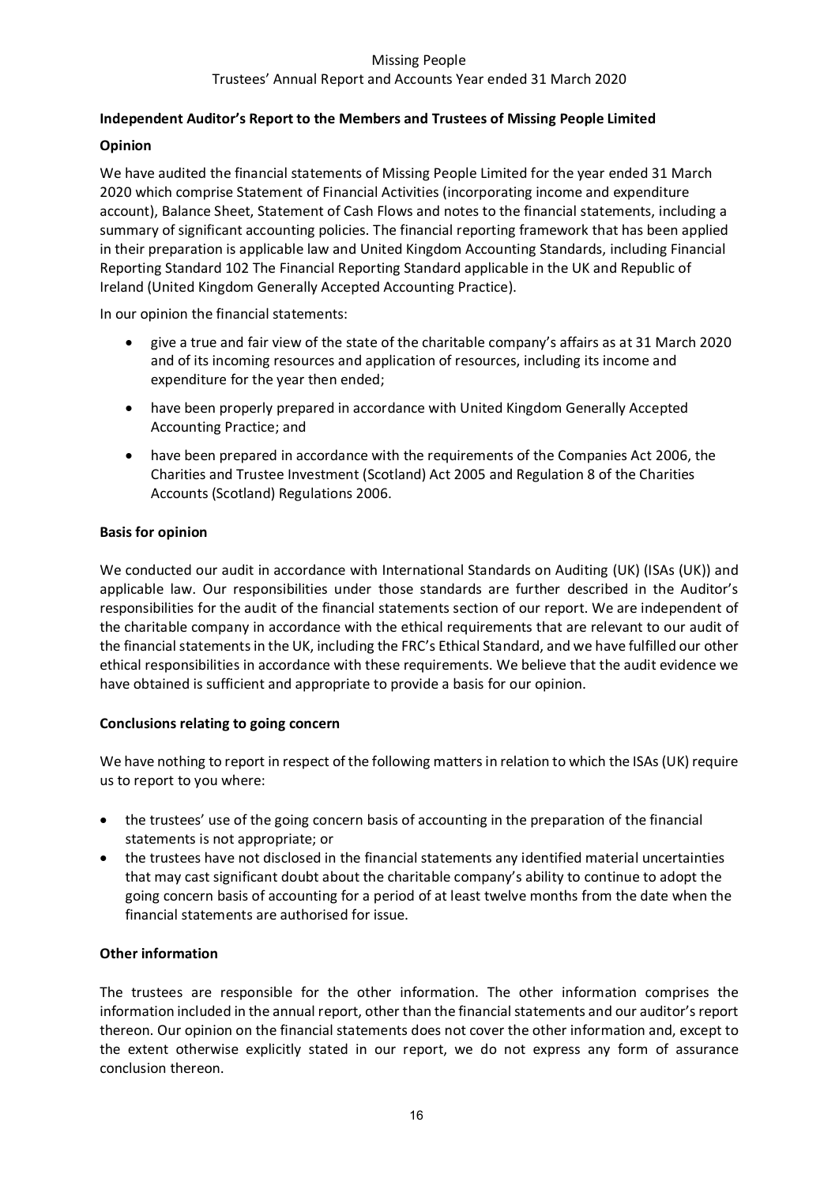## Independent Auditor's Report to the Members and Trustees of Missing People Limited

### Opinion

We have audited the financial statements of Missing People Limited for the year ended 31 March 2020 which comprise Statement of Financial Activities (incorporating income and expenditure account), Balance Sheet, Statement of Cash Flows and notes to the financial statements, including a summary of significant accounting policies. The financial reporting framework that has been applied in their preparation is applicable law and United Kingdom Accounting Standards, including Financial Reporting Standard 102 The Financial Reporting Standard applicable in the UK and Republic of Ireland (United Kingdom Generally Accepted Accounting Practice).

In our opinion the financial statements:

- give a true and fair view of the state of the charitable company's affairs as at 31 March 2020 and of its incoming resources and application of resources, including its income and expenditure for the year then ended;
- have been properly prepared in accordance with United Kingdom Generally Accepted Accounting Practice; and
- have been prepared in accordance with the requirements of the Companies Act 2006, the Charities and Trustee Investment (Scotland) Act 2005 and Regulation 8 of the Charities Accounts (Scotland) Regulations 2006.

### Basis for opinion

We conducted our audit in accordance with International Standards on Auditing (UK) (ISAs (UK)) and applicable law. Our responsibilities under those standards are further described in the Auditor's responsibilities for the audit of the financial statements section of our report. We are independent of the charitable company in accordance with the ethical requirements that are relevant to our audit of the financial statements in the UK, including the FRC's Ethical Standard, and we have fulfilled our other ethical responsibilities in accordance with these requirements. We believe that the audit evidence we have obtained is sufficient and appropriate to provide a basis for our opinion.

### Conclusions relating to going concern

We have nothing to report in respect of the following matters in relation to which the ISAs (UK) require us to report to you where:

- the trustees' use of the going concern basis of accounting in the preparation of the financial statements is not appropriate; or
- the trustees have not disclosed in the financial statements any identified material uncertainties that may cast significant doubt about the charitable company's ability to continue to adopt the going concern basis of accounting for a period of at least twelve months from the date when the financial statements are authorised for issue.

### Other information

The trustees are responsible for the other information. The other information comprises the information included in the annual report, other than the financial statements and our auditor's report thereon. Our opinion on the financial statements does not cover the other information and, except to the extent otherwise explicitly stated in our report, we do not express any form of assurance conclusion thereon.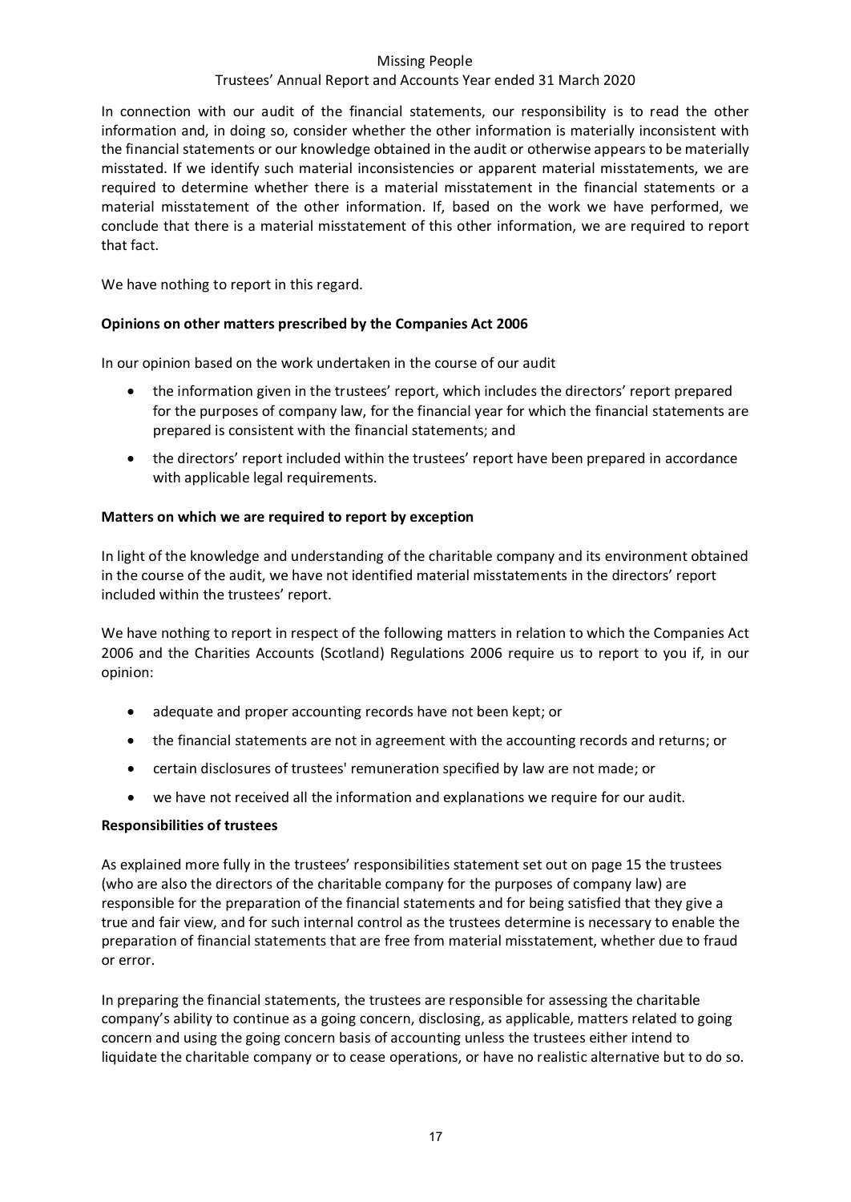In connection with our audit of the financial statements, our responsibility is to read the other information and, in doing so, consider whether the other information is materially inconsistent with the financial statements or our knowledge obtained in the audit or otherwise appears to be materially misstated. If we identify such material inconsistencies or apparent material misstatements, we are required to determine whether there is a material misstatement in the financial statements or a material misstatement of the other information. If, based on the work we have performed, we conclude that there is a material misstatement of this other information, we are required to report that fact.

We have nothing to report in this regard.

**Opinions on other matters prescribed by the Companies Act 2006**

In our opinion based on the work undertaken in the course of our audit

- the information given in the trustees' report, which includes the directors' report prepared for the purposes of company law, for the financial year for which the financial statements are prepared is consistent with the financial statements; and
- the directors' report included within the trustees' report have been prepared in accordance with applicable legal requirements.

**Matters on which we are required to report by exception**

In light of the knowledge and understanding of the charitable company and its environment obtained in the course of the audit, we have not identified material misstatements in the directors' report included within the trustees' report.

We have nothing to report in respect of the following matters in relation to which the Companies Act 2006 and the Charities Accounts (Scotland) Regulations 2006 require us to report to you if, in our opinion:

- adequate and proper accounting records have not been kept; or
- the financial statements are not in agreement with the accounting records and returns; or
- certain disclosures of trustees' remuneration specified by law are not made; or
- we have not received all the information and explanations we require for our audit.

**Responsibilities of trustees**

As explained more fully in the trustees' responsibilities statement set out on page 15 the trustees (who are also the directors of the charitable company for the purposes of company law) are responsible for the preparation of the financial statements and for being satisfied that they give a true and fair view, and for such internal control as the trustees determine is necessary to enable the preparation of financial statements that are free from material misstatement, whether due to fraud or error.

In preparing the financial statements, the trustees are responsible for assessing the charitable company's ability to continue as a going concern, disclosing, as applicable, matters related to going concern and using the going concern basis of accounting unless the trustees either intend to liquidate the charitable company or to cease operations, or have no realistic alternative but to do so.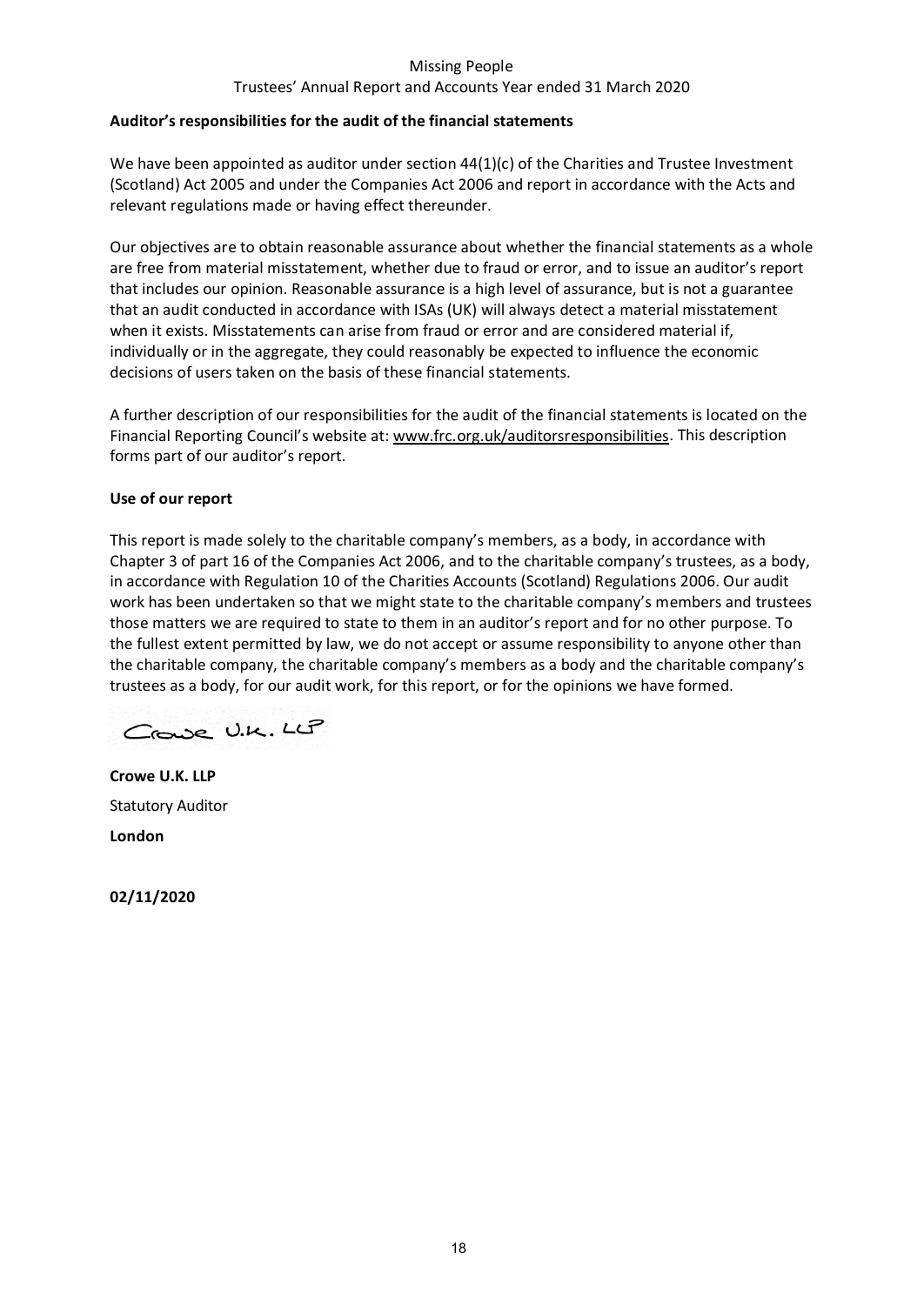**Auditor's responsibilities for the audit of the financial statements**

We have been appointed as auditor under section 44(1)(c) of the Charities and Trustee Investment (Scotland) Act 2005 and under the Companies Act 2006 and report in accordance with the Acts and relevant regulations made or having effect thereunder.

Our objectives are to obtain reasonable assurance about whether the financial statements as a whole are free from material misstatement, whether due to fraud or error, and to issue an auditor's report that includes our opinion. Reasonable assurance is a high level of assurance, but is not a guarantee that an audit conducted in accordance with ISAs (UK) will always detect a material misstatement when it exists. Misstatements can arise from fraud or error and are considered material if, individually or in the aggregate, they could reasonably be expected to influence the economic decisions of users taken on the basis of these financial statements.

A further description of our responsibilities for the audit of the financial statements is located on the Financial Reporting Council's website at: www.frc.org.uk/auditorsresponsibilities. This description forms part of our auditor's report.

**Use of our report**

This report is made solely to the charitable company's members, as a body, in accordance with Chapter 3 of part 16 of the Companies Act 2006, and to the charitable company's trustees, as a body, in accordance with Regulation 10 of the Charities Accounts (Scotland) Regulations 2006. Our audit work has been undertaken so that we might state to the charitable company's members and trustees those matters we are required to state to them in an auditor's report and for no other purpose. To the fullest extent permitted by law, we do not accept or assume responsibility to anyone other than the charitable company, the charitable company's members as a body and the charitable company's trustees as a body, for our audit work, for this report, or for the opinions we have formed.

Crowe U.K. LLP

**Crowe U.K. LLP**

Statutory Auditor

**London**

**02/11/2020**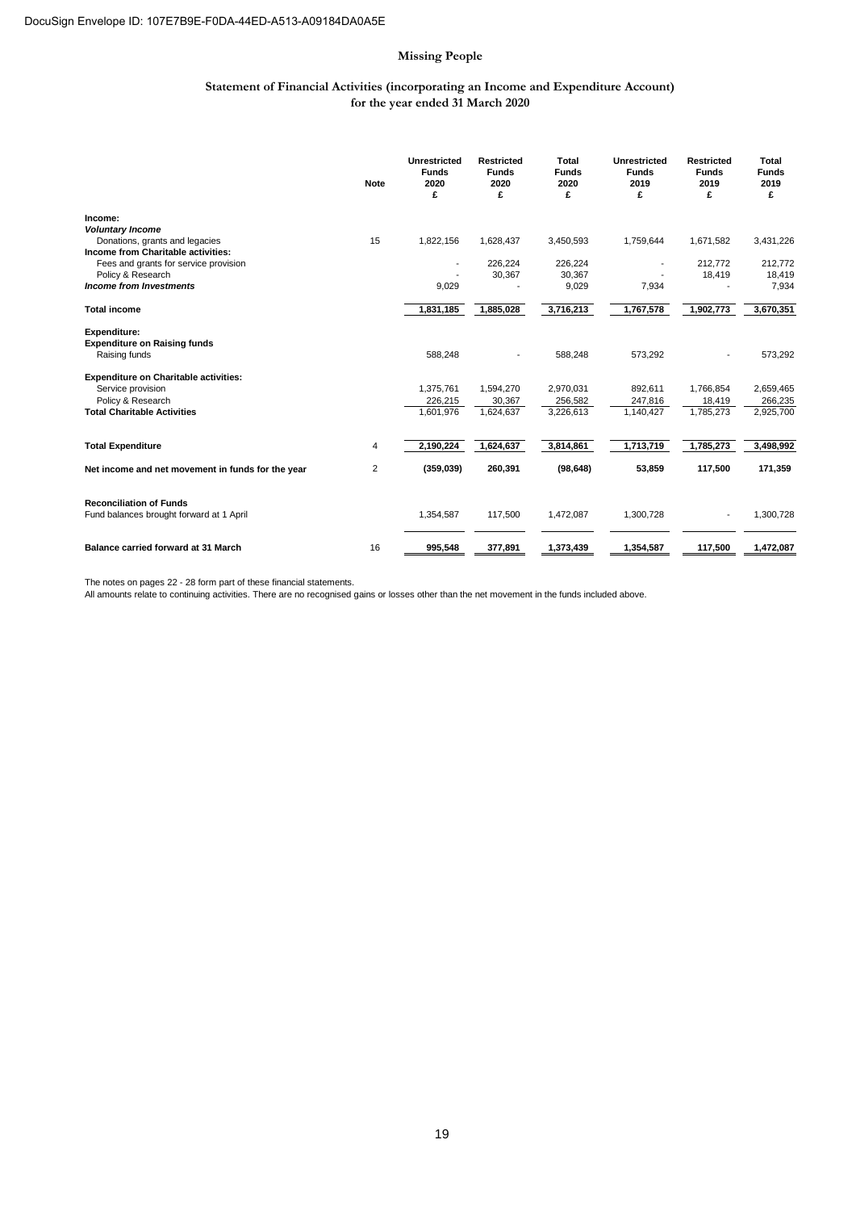DocuSign Envelope ID: 107E7B9E-F0DA-44ED-A513-A09184DA0A5E

# Missing People

## Statement of Financial Activities (incorporating an Income and Expenditure Account) for the year ended 31 March 2020

| | Note | Unrestricted Funds 2020 £ | Restricted Funds 2020 £ | Total Funds 2020 £ | Unrestricted Funds 2019 £ | Restricted Funds 2019 £ | Total Funds 2019 £ |
|---|---|---|---|---|---|---|---|
| **Income:** | | | | | | | |
| ***Voluntary Income*** | | | | | | | |
| Donations, grants and legacies | 15 | 1,822,156 | 1,628,437 | 3,450,593 | 1,759,644 | 1,671,582 | 3,431,226 |
| **Income from Charitable activities:** | | | | | | | |
| Fees and grants for service provision | | - | 226,224 | 226,224 | - | 212,772 | 212,772 |
| Policy & Research | | - | 30,367 | 30,367 | - | 18,419 | 18,419 |
| ***Income from Investments*** | | 9,029 | - | 9,029 | 7,934 | - | 7,934 |
| **Total income** | | **1,831,185** | **1,885,028** | **3,716,213** | **1,767,578** | **1,902,773** | **3,670,351** |
| **Expenditure:** | | | | | | | |
| **Expenditure on Raising funds** | | | | | | | |
| Raising funds | | 588,248 | - | 588,248 | 573,292 | - | 573,292 |
| **Expenditure on Charitable activities:** | | | | | | | |
| Service provision | | 1,375,761 | 1,594,270 | 2,970,031 | 892,611 | 1,766,854 | 2,659,465 |
| Policy & Research | | 226,215 | 30,367 | 256,582 | 247,816 | 18,419 | 266,235 |
| **Total Charitable Activities** | | 1,601,976 | 1,624,637 | 3,226,613 | 1,140,427 | 1,785,273 | 2,925,700 |
| **Total Expenditure** | 4 | **2,190,224** | **1,624,637** | **3,814,861** | **1,713,719** | **1,785,273** | **3,498,992** |
| **Net income and net movement in funds for the year** | 2 | **(359,039)** | **260,391** | **(98,648)** | **53,859** | **117,500** | **171,359** |
| **Reconciliation of Funds** | | | | | | | |
| Fund balances brought forward at 1 April | | 1,354,587 | 117,500 | 1,472,087 | 1,300,728 | - | 1,300,728 |
| **Balance carried forward at 31 March** | 16 | **995,548** | **377,891** | **1,373,439** | **1,354,587** | **117,500** | **1,472,087** |

The notes on pages 22 - 28 form part of these financial statements.
All amounts relate to continuing activities. There are no recognised gains or losses other than the net movement in the funds included above.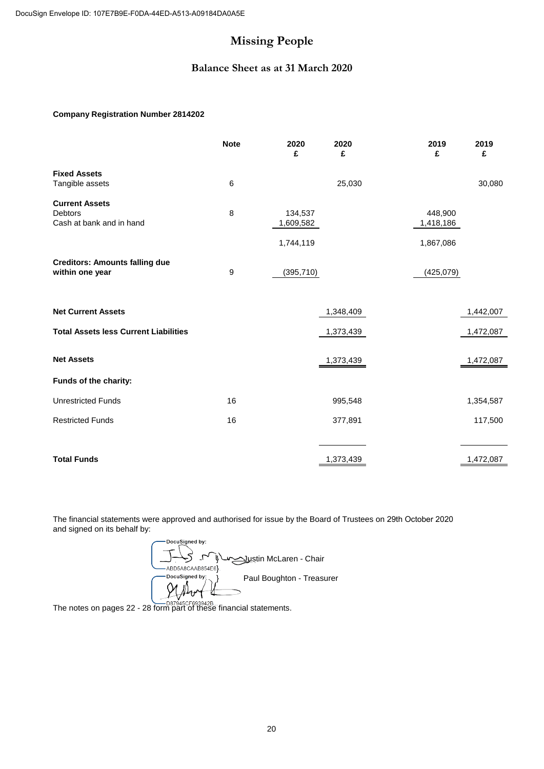DocuSign Envelope ID: 107E7B9E-F0DA-44ED-A513-A09184DA0A5E

# Missing People

## Balance Sheet as at 31 March 2020

**Company Registration Number 2814202**

| | Note | 2020 £ | 2020 £ | 2019 £ | 2019 £ |
|---|---|---|---|---|---|
| **Fixed Assets** | | | | | |
| Tangible assets | 6 | | 25,030 | | 30,080 |
| **Current Assets** | | | | | |
| Debtors | 8 | 134,537 | | 448,900 | |
| Cash at bank and in hand | | 1,609,582 | | 1,418,186 | |
| | | 1,744,119 | | 1,867,086 | |
| **Creditors: Amounts falling due within one year** | 9 | (395,710) | | (425,079) | |
| **Net Current Assets** | | | 1,348,409 | | 1,442,007 |
| **Total Assets less Current Liabilities** | | | 1,373,439 | | 1,472,087 |
| **Net Assets** | | | 1,373,439 | | 1,472,087 |
| **Funds of the charity:** | | | | | |
| Unrestricted Funds | 16 | | 995,548 | | 1,354,587 |
| Restricted Funds | 16 | | 377,891 | | 117,500 |
| **Total Funds** | | | 1,373,439 | | 1,472,087 |

The financial statements were approved and authorised for issue by the Board of Trustees on 29th October 2020 and signed on its behalf by:

DocuSigned by:
ABD5A8CAAB854E6
Justin McLaren - Chair

DocuSigned by:
D87945CF693942B
Paul Boughton - Treasurer

The notes on pages 22 - 28 form part of these financial statements.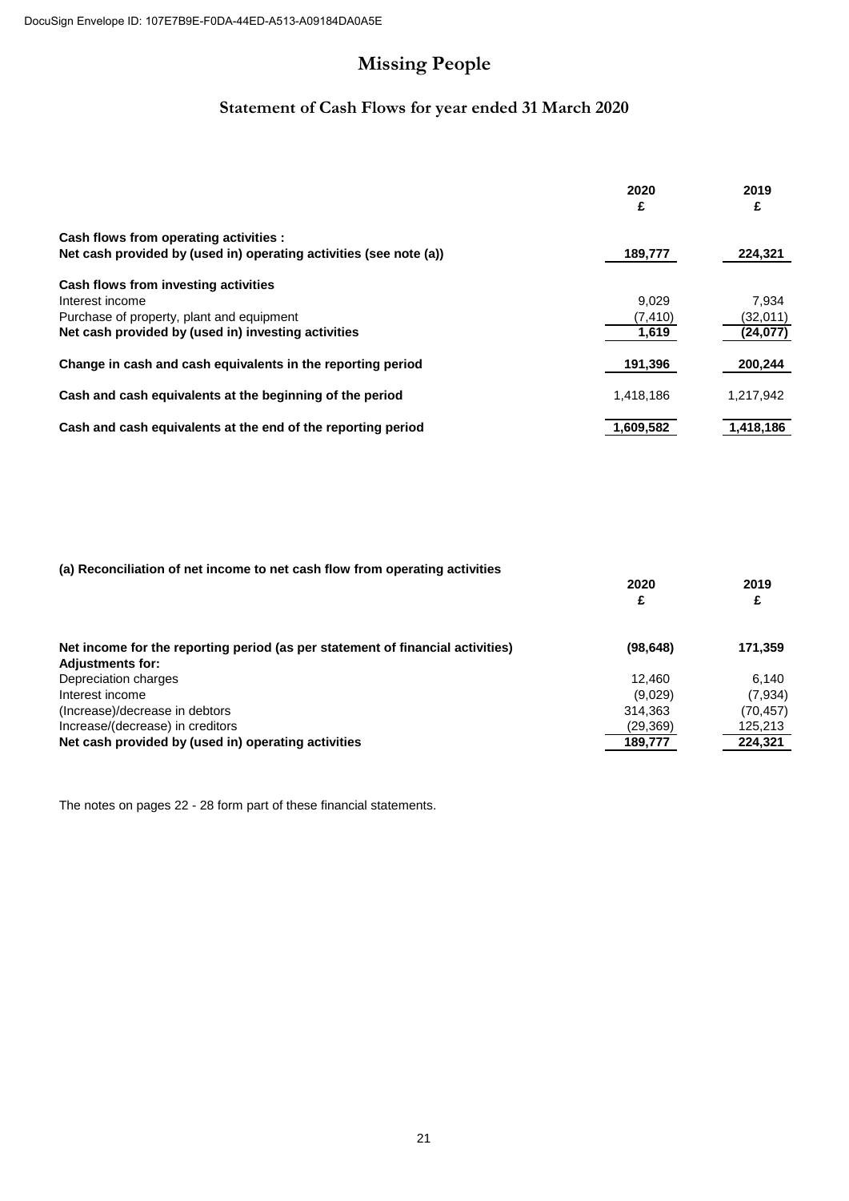# Missing People

## Statement of Cash Flows for year ended 31 March 2020

| | 2020<br>£ | 2019<br>£ |
|---|---|---|
| **Cash flows from operating activities :** | | |
| **Net cash provided by (used in) operating activities (see note (a))** | **189,777** | **224,321** |
| **Cash flows from investing activities** | | |
| Interest income | 9,029 | 7,934 |
| Purchase of property, plant and equipment | (7,410) | (32,011) |
| **Net cash provided by (used in) investing activities** | **1,619** | **(24,077)** |
| **Change in cash and cash equivalents in the reporting period** | **191,396** | **200,244** |
| **Cash and cash equivalents at the beginning of the period** | 1,418,186 | 1,217,942 |
| **Cash and cash equivalents at the end of the reporting period** | **1,609,582** | **1,418,186** |

**(a) Reconciliation of net income to net cash flow from operating activities**

| | 2020<br>£ | 2019<br>£ |
|---|---|---|
| **Net income for the reporting period (as per statement of financial activities)** | **(98,648)** | **171,359** |
| **Adjustments for:** | | |
| Depreciation charges | 12,460 | 6,140 |
| Interest income | (9,029) | (7,934) |
| (Increase)/decrease in debtors | 314,363 | (70,457) |
| Increase/(decrease) in creditors | (29,369) | 125,213 |
| **Net cash provided by (used in) operating activities** | **189,777** | **224,321** |

The notes on pages 22 - 28 form part of these financial statements.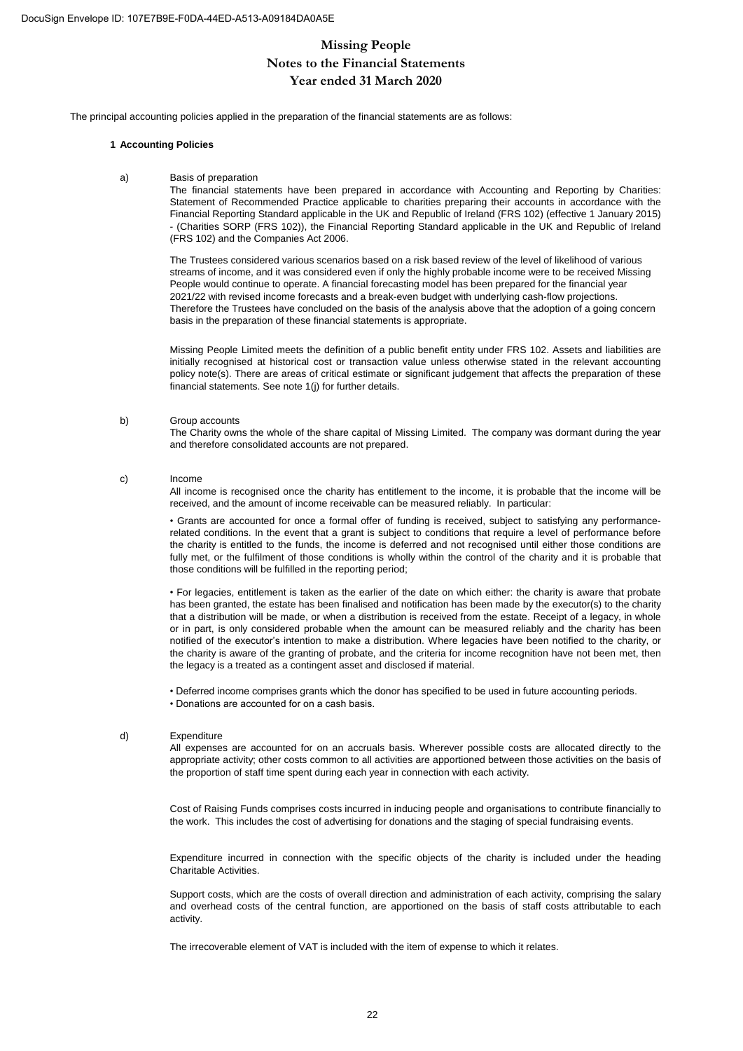# Missing People
## Notes to the Financial Statements
## Year ended 31 March 2020

The principal accounting policies applied in the preparation of the financial statements are as follows:

### 1 Accounting Policies

a) Basis of preparation

The financial statements have been prepared in accordance with Accounting and Reporting by Charities: Statement of Recommended Practice applicable to charities preparing their accounts in accordance with the Financial Reporting Standard applicable in the UK and Republic of Ireland (FRS 102) (effective 1 January 2015) - (Charities SORP (FRS 102)), the Financial Reporting Standard applicable in the UK and Republic of Ireland (FRS 102) and the Companies Act 2006.

The Trustees considered various scenarios based on a risk based review of the level of likelihood of various streams of income, and it was considered even if only the highly probable income were to be received Missing People would continue to operate. A financial forecasting model has been prepared for the financial year 2021/22 with revised income forecasts and a break-even budget with underlying cash-flow projections. Therefore the Trustees have concluded on the basis of the analysis above that the adoption of a going concern basis in the preparation of these financial statements is appropriate.

Missing People Limited meets the definition of a public benefit entity under FRS 102. Assets and liabilities are initially recognised at historical cost or transaction value unless otherwise stated in the relevant accounting policy note(s). There are areas of critical estimate or significant judgement that affects the preparation of these financial statements. See note 1(j) for further details.

b) Group accounts

The Charity owns the whole of the share capital of Missing Limited. The company was dormant during the year and therefore consolidated accounts are not prepared.

c) Income

All income is recognised once the charity has entitlement to the income, it is probable that the income will be received, and the amount of income receivable can be measured reliably. In particular:

• Grants are accounted for once a formal offer of funding is received, subject to satisfying any performance-related conditions. In the event that a grant is subject to conditions that require a level of performance before the charity is entitled to the funds, the income is deferred and not recognised until either those conditions are fully met, or the fulfilment of those conditions is wholly within the control of the charity and it is probable that those conditions will be fulfilled in the reporting period;

• For legacies, entitlement is taken as the earlier of the date on which either: the charity is aware that probate has been granted, the estate has been finalised and notification has been made by the executor(s) to the charity that a distribution will be made, or when a distribution is received from the estate. Receipt of a legacy, in whole or in part, is only considered probable when the amount can be measured reliably and the charity has been notified of the executor's intention to make a distribution. Where legacies have been notified to the charity, or the charity is aware of the granting of probate, and the criteria for income recognition have not been met, then the legacy is a treated as a contingent asset and disclosed if material.

• Deferred income comprises grants which the donor has specified to be used in future accounting periods.
• Donations are accounted for on a cash basis.

d) Expenditure

All expenses are accounted for on an accruals basis. Wherever possible costs are allocated directly to the appropriate activity; other costs common to all activities are apportioned between those activities on the basis of the proportion of staff time spent during each year in connection with each activity.

Cost of Raising Funds comprises costs incurred in inducing people and organisations to contribute financially to the work. This includes the cost of advertising for donations and the staging of special fundraising events.

Expenditure incurred in connection with the specific objects of the charity is included under the heading Charitable Activities.

Support costs, which are the costs of overall direction and administration of each activity, comprising the salary and overhead costs of the central function, are apportioned on the basis of staff costs attributable to each activity.

The irrecoverable element of VAT is included with the item of expense to which it relates.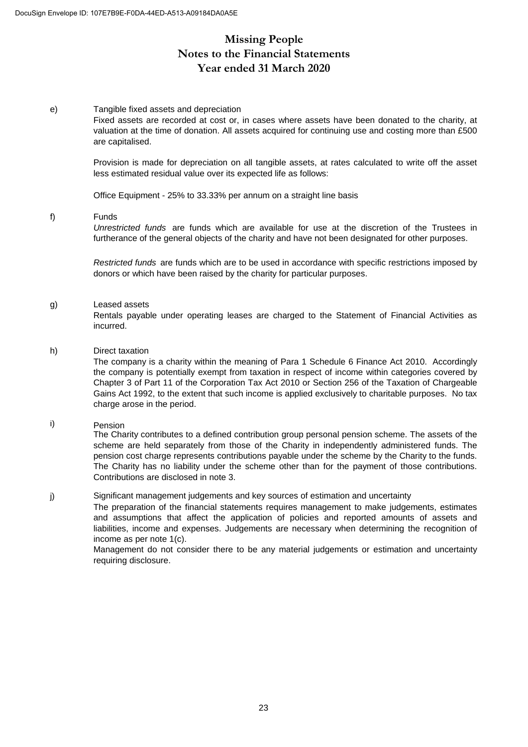# Missing People
## Notes to the Financial Statements
## Year ended 31 March 2020

e) Tangible fixed assets and depreciation

Fixed assets are recorded at cost or, in cases where assets have been donated to the charity, at valuation at the time of donation. All assets acquired for continuing use and costing more than £500 are capitalised.

Provision is made for depreciation on all tangible assets, at rates calculated to write off the asset less estimated residual value over its expected life as follows:

Office Equipment - 25% to 33.33% per annum on a straight line basis

f) Funds

*Unrestricted funds* are funds which are available for use at the discretion of the Trustees in furtherance of the general objects of the charity and have not been designated for other purposes.

*Restricted funds* are funds which are to be used in accordance with specific restrictions imposed by donors or which have been raised by the charity for particular purposes.

g) Leased assets

Rentals payable under operating leases are charged to the Statement of Financial Activities as incurred.

h) Direct taxation

The company is a charity within the meaning of Para 1 Schedule 6 Finance Act 2010. Accordingly the company is potentially exempt from taxation in respect of income within categories covered by Chapter 3 of Part 11 of the Corporation Tax Act 2010 or Section 256 of the Taxation of Chargeable Gains Act 1992, to the extent that such income is applied exclusively to charitable purposes. No tax charge arose in the period.

i) Pension

The Charity contributes to a defined contribution group personal pension scheme. The assets of the scheme are held separately from those of the Charity in independently administered funds. The pension cost charge represents contributions payable under the scheme by the Charity to the funds. The Charity has no liability under the scheme other than for the payment of those contributions. Contributions are disclosed in note 3.

j) Significant management judgements and key sources of estimation and uncertainty

The preparation of the financial statements requires management to make judgements, estimates and assumptions that affect the application of policies and reported amounts of assets and liabilities, income and expenses. Judgements are necessary when determining the recognition of income as per note 1(c).

Management do not consider there to be any material judgements or estimation and uncertainty requiring disclosure.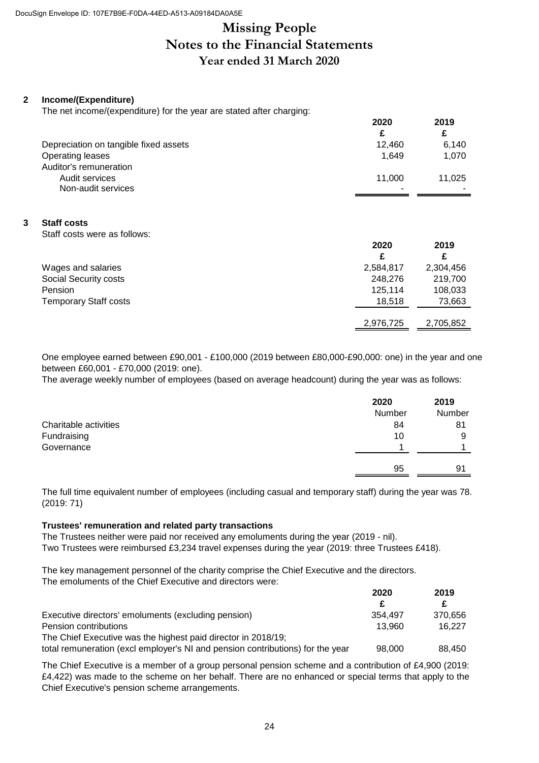# Missing People
## Notes to the Financial Statements
## Year ended 31 March 2020

### 2 Income/(Expenditure)

The net income/(expenditure) for the year are stated after charging:

| | 2020 | 2019 |
|---|---|---|
| | £ | £ |
| Depreciation on tangible fixed assets | 12,460 | 6,140 |
| Operating leases | 1,649 | 1,070 |
| Auditor's remuneration | | |
| Audit services | 11,000 | 11,025 |
| Non-audit services | - | - |

### 3 Staff costs

Staff costs were as follows:

| | 2020 | 2019 |
|---|---|---|
| | £ | £ |
| Wages and salaries | 2,584,817 | 2,304,456 |
| Social Security costs | 248,276 | 219,700 |
| Pension | 125,114 | 108,033 |
| Temporary Staff costs | 18,518 | 73,663 |
| | 2,976,725 | 2,705,852 |

One employee earned between £90,001 - £100,000 (2019 between £80,000-£90,000: one) in the year and one between £60,001 - £70,000 (2019: one).

The average weekly number of employees (based on average headcount) during the year was as follows:

| | 2020 | 2019 |
|---|---|---|
| | Number | Number |
| Charitable activities | 84 | 81 |
| Fundraising | 10 | 9 |
| Governance | 1 | 1 |
| | 95 | 91 |

The full time equivalent number of employees (including casual and temporary staff) during the year was 78. (2019: 71)

**Trustees' remuneration and related party transactions**

The Trustees neither were paid nor received any emoluments during the year (2019 - nil).
Two Trustees were reimbursed £3,234 travel expenses during the year (2019: three Trustees £418).

The key management personnel of the charity comprise the Chief Executive and the directors.
The emoluments of the Chief Executive and directors were:

| | 2020 | 2019 |
|---|---|---|
| | £ | £ |
| Executive directors' emoluments (excluding pension) | 354,497 | 370,656 |
| Pension contributions | 13,960 | 16,227 |
| The Chief Executive was the highest paid director in 2018/19; total remuneration (excl employer's NI and pension contributions) for the year | 98,000 | 88,450 |

The Chief Executive is a member of a group personal pension scheme and a contribution of £4,900 (2019: £4,422) was made to the scheme on her behalf. There are no enhanced or special terms that apply to the Chief Executive's pension scheme arrangements.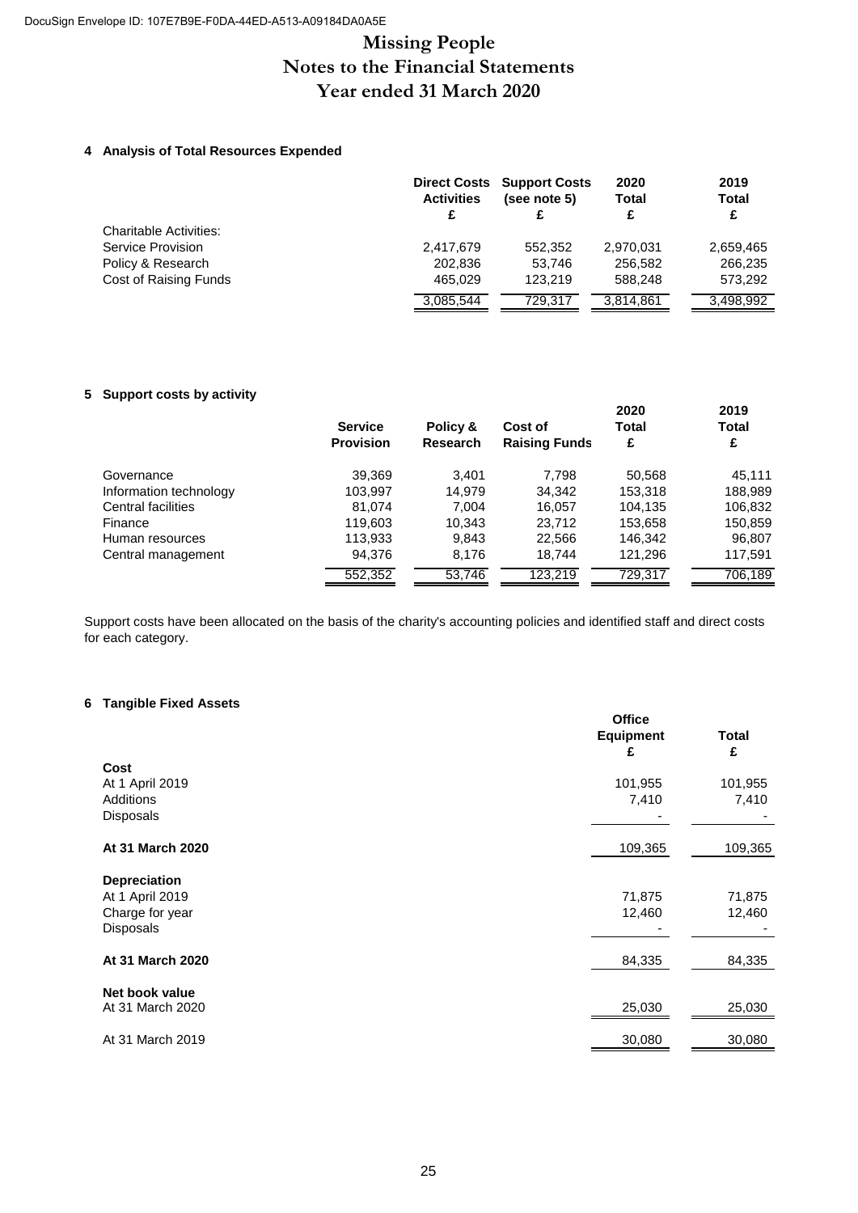DocuSign Envelope ID: 107E7B9E-F0DA-44ED-A513-A09184DA0A5E

# Missing People
## Notes to the Financial Statements
## Year ended 31 March 2020

### 4 Analysis of Total Resources Expended

| | Direct Costs Activities £ | Support Costs (see note 5) £ | 2020 Total £ | 2019 Total £ |
|---|---|---|---|---|
| Charitable Activities: | | | | |
| Service Provision | 2,417,679 | 552,352 | 2,970,031 | 2,659,465 |
| Policy & Research | 202,836 | 53,746 | 256,582 | 266,235 |
| Cost of Raising Funds | 465,029 | 123,219 | 588,248 | 573,292 |
| | 3,085,544 | 729,317 | 3,814,861 | 3,498,992 |

### 5 Support costs by activity

| | Service Provision | Policy & Research | Cost of Raising Funds | 2020 Total £ | 2019 Total £ |
|---|---|---|---|---|---|
| Governance | 39,369 | 3,401 | 7,798 | 50,568 | 45,111 |
| Information technology | 103,997 | 14,979 | 34,342 | 153,318 | 188,989 |
| Central facilities | 81,074 | 7,004 | 16,057 | 104,135 | 106,832 |
| Finance | 119,603 | 10,343 | 23,712 | 153,658 | 150,859 |
| Human resources | 113,933 | 9,843 | 22,566 | 146,342 | 96,807 |
| Central management | 94,376 | 8,176 | 18,744 | 121,296 | 117,591 |
| | 552,352 | 53,746 | 123,219 | 729,317 | 706,189 |

Support costs have been allocated on the basis of the charity's accounting policies and identified staff and direct costs for each category.

### 6 Tangible Fixed Assets

| | Office Equipment £ | Total £ |
|---|---|---|
| **Cost** | | |
| At 1 April 2019 | 101,955 | 101,955 |
| Additions | 7,410 | 7,410 |
| Disposals | - | - |
| **At 31 March 2020** | 109,365 | 109,365 |
| **Depreciation** | | |
| At 1 April 2019 | 71,875 | 71,875 |
| Charge for year | 12,460 | 12,460 |
| Disposals | - | - |
| **At 31 March 2020** | 84,335 | 84,335 |
| **Net book value** | | |
| At 31 March 2020 | 25,030 | 25,030 |
| At 31 March 2019 | 30,080 | 30,080 |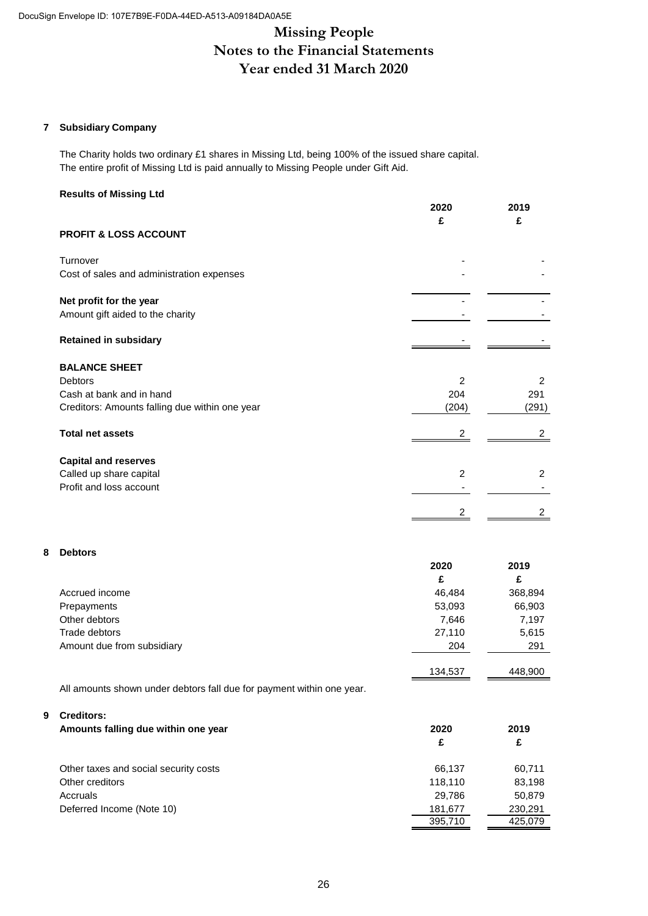DocuSign Envelope ID: 107E7B9E-F0DA-44ED-A513-A09184DA0A5E

# Missing People
# Notes to the Financial Statements
# Year ended 31 March 2020

## 7 Subsidiary Company

The Charity holds two ordinary £1 shares in Missing Ltd, being 100% of the issued share capital.
The entire profit of Missing Ltd is paid annually to Missing People under Gift Aid.

**Results of Missing Ltd**

| | 2020 £ | 2019 £ |
|---|---|---|
| **PROFIT & LOSS ACCOUNT** | | |
| Turnover | - | - |
| Cost of sales and administration expenses | - | - |
| **Net profit for the year** | - | - |
| Amount gift aided to the charity | - | - |
| **Retained in subsidary** | - | - |
| **BALANCE SHEET** | | |
| Debtors | 2 | 2 |
| Cash at bank and in hand | 204 | 291 |
| Creditors: Amounts falling due within one year | (204) | (291) |
| **Total net assets** | 2 | 2 |
| **Capital and reserves** | | |
| Called up share capital | 2 | 2 |
| Profit and loss account | - | - |
| | 2 | 2 |

## 8 Debtors

| | 2020 £ | 2019 £ |
|---|---|---|
| Accrued income | 46,484 | 368,894 |
| Prepayments | 53,093 | 66,903 |
| Other debtors | 7,646 | 7,197 |
| Trade debtors | 27,110 | 5,615 |
| Amount due from subsidiary | 204 | 291 |
| | 134,537 | 448,900 |

All amounts shown under debtors fall due for payment within one year.

## 9 Creditors:

**Amounts falling due within one year**

| | 2020 £ | 2019 £ |
|---|---|---|
| Other taxes and social security costs | 66,137 | 60,711 |
| Other creditors | 118,110 | 83,198 |
| Accruals | 29,786 | 50,879 |
| Deferred Income (Note 10) | 181,677 | 230,291 |
| | 395,710 | 425,079 |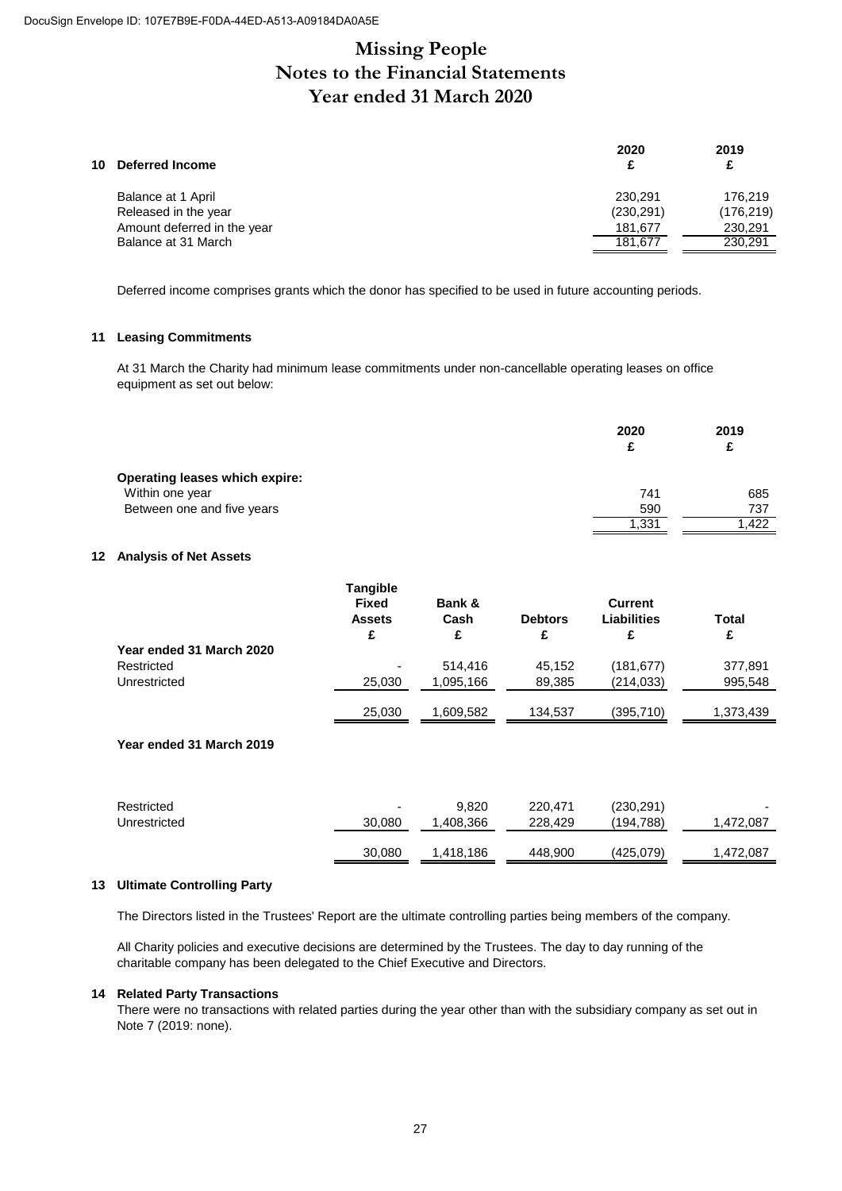# Missing People
# Notes to the Financial Statements
# Year ended 31 March 2020

## 10 Deferred Income

| | 2020 £ | 2019 £ |
|---|---|---|
| Balance at 1 April | 230,291 | 176,219 |
| Released in the year | (230,291) | (176,219) |
| Amount deferred in the year | 181,677 | 230,291 |
| Balance at 31 March | 181,677 | 230,291 |

Deferred income comprises grants which the donor has specified to be used in future accounting periods.

## 11 Leasing Commitments

At 31 March the Charity had minimum lease commitments under non-cancellable operating leases on office equipment as set out below:

| | 2020 £ | 2019 £ |
|---|---|---|
| **Operating leases which expire:** | | |
| Within one year | 741 | 685 |
| Between one and five years | 590 | 737 |
| | 1,331 | 1,422 |

## 12 Analysis of Net Assets

| | Tangible Fixed Assets £ | Bank & Cash £ | Debtors £ | Current Liabilities £ | Total £ |
|---|---|---|---|---|---|
| **Year ended 31 March 2020** | | | | | |
| Restricted | - | 514,416 | 45,152 | (181,677) | 377,891 |
| Unrestricted | 25,030 | 1,095,166 | 89,385 | (214,033) | 995,548 |
| | 25,030 | 1,609,582 | 134,537 | (395,710) | 1,373,439 |
| **Year ended 31 March 2019** | | | | | |
| Restricted | - | 9,820 | 220,471 | (230,291) | - |
| Unrestricted | 30,080 | 1,408,366 | 228,429 | (194,788) | 1,472,087 |
| | 30,080 | 1,418,186 | 448,900 | (425,079) | 1,472,087 |

## 13 Ultimate Controlling Party

The Directors listed in the Trustees' Report are the ultimate controlling parties being members of the company.

All Charity policies and executive decisions are determined by the Trustees. The day to day running of the charitable company has been delegated to the Chief Executive and Directors.

## 14 Related Party Transactions

There were no transactions with related parties during the year other than with the subsidiary company as set out in Note 7 (2019: none).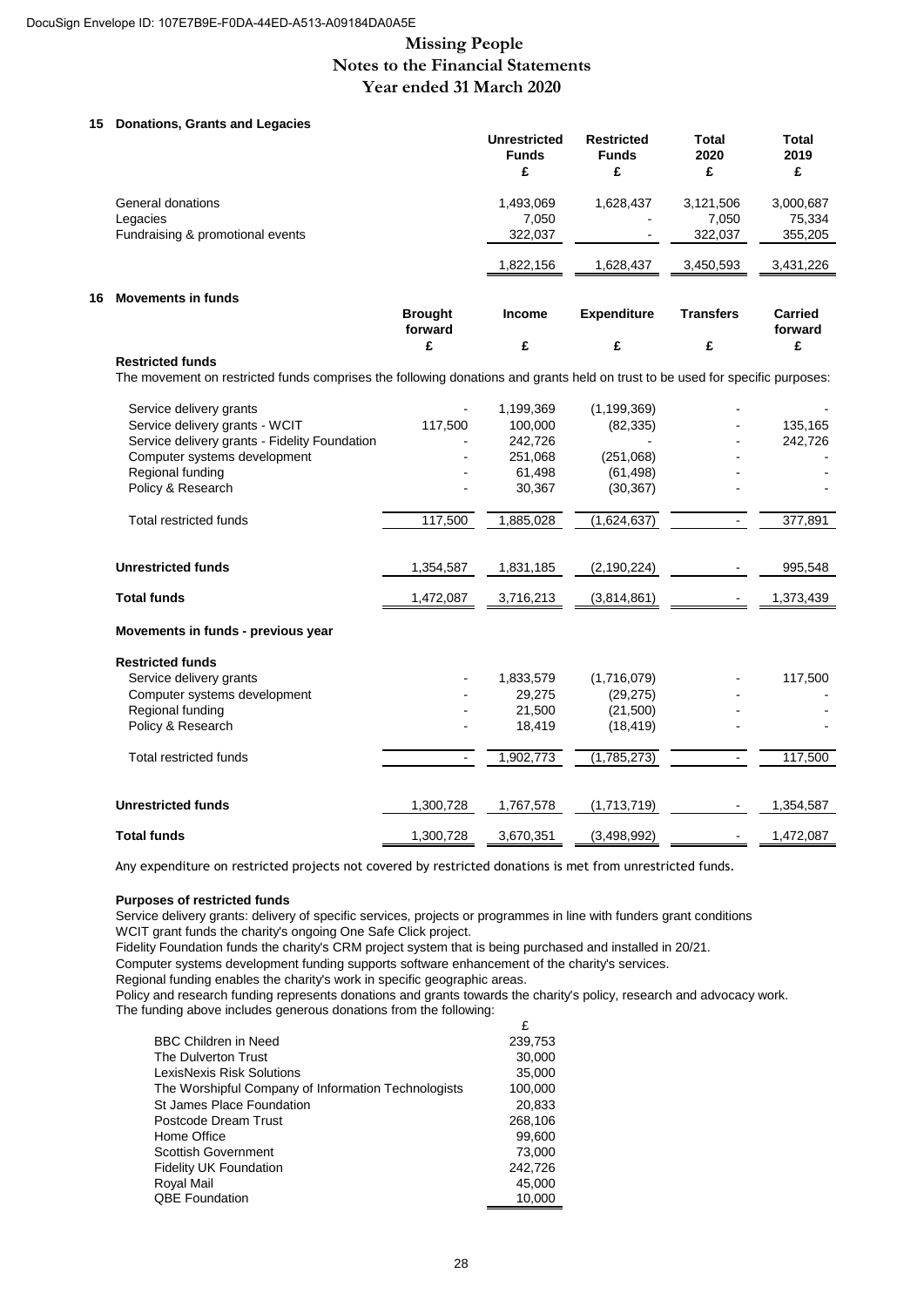# Missing People
## Notes to the Financial Statements
## Year ended 31 March 2020

### 15 Donations, Grants and Legacies

| | Unrestricted Funds £ | Restricted Funds £ | Total 2020 £ | Total 2019 £ |
|---|---|---|---|---|
| General donations | 1,493,069 | 1,628,437 | 3,121,506 | 3,000,687 |
| Legacies | 7,050 | - | 7,050 | 75,334 |
| Fundraising & promotional events | 322,037 | - | 322,037 | 355,205 |
| | 1,822,156 | 1,628,437 | 3,450,593 | 3,431,226 |

### 16 Movements in funds

| | Brought forward £ | Income £ | Expenditure £ | Transfers £ | Carried forward £ |
|---|---|---|---|---|---|
| **Restricted funds** | | | | | |
| The movement on restricted funds comprises the following donations and grants held on trust to be used for specific purposes: | | | | | |
| Service delivery grants | - | 1,199,369 | (1,199,369) | - | - |
| Service delivery grants - WCIT | 117,500 | 100,000 | (82,335) | - | 135,165 |
| Service delivery grants - Fidelity Foundation | - | 242,726 | - | - | 242,726 |
| Computer systems development | - | 251,068 | (251,068) | - | - |
| Regional funding | - | 61,498 | (61,498) | - | - |
| Policy & Research | - | 30,367 | (30,367) | - | - |
| Total restricted funds | 117,500 | 1,885,028 | (1,624,637) | - | 377,891 |
| **Unrestricted funds** | 1,354,587 | 1,831,185 | (2,190,224) | - | 995,548 |
| **Total funds** | 1,472,087 | 3,716,213 | (3,814,861) | - | 1,373,439 |

**Movements in funds - previous year**

| | Brought forward £ | Income £ | Expenditure £ | Transfers £ | Carried forward £ |
|---|---|---|---|---|---|
| **Restricted funds** | | | | | |
| Service delivery grants | - | 1,833,579 | (1,716,079) | - | 117,500 |
| Computer systems development | - | 29,275 | (29,275) | - | - |
| Regional funding | - | 21,500 | (21,500) | - | - |
| Policy & Research | - | 18,419 | (18,419) | - | - |
| Total restricted funds | - | 1,902,773 | (1,785,273) | - | 117,500 |
| **Unrestricted funds** | 1,300,728 | 1,767,578 | (1,713,719) | - | 1,354,587 |
| **Total funds** | 1,300,728 | 3,670,351 | (3,498,992) | - | 1,472,087 |

Any expenditure on restricted projects not covered by restricted donations is met from unrestricted funds.

**Purposes of restricted funds**

Service delivery grants: delivery of specific services, projects or programmes in line with funders grant conditions
WCIT grant funds the charity's ongoing One Safe Click project.
Fidelity Foundation funds the charity's CRM project system that is being purchased and installed in 20/21.
Computer systems development funding supports software enhancement of the charity's services.
Regional funding enables the charity's work in specific geographic areas.
Policy and research funding represents donations and grants towards the charity's policy, research and advocacy work.
The funding above includes generous donations from the following:

| | £ |
|---|---|
| BBC Children in Need | 239,753 |
| The Dulverton Trust | 30,000 |
| LexisNexis Risk Solutions | 35,000 |
| The Worshipful Company of Information Technologists | 100,000 |
| St James Place Foundation | 20,833 |
| Postcode Dream Trust | 268,106 |
| Home Office | 99,600 |
| Scottish Government | 73,000 |
| Fidelity UK Foundation | 242,726 |
| Royal Mail | 45,000 |
| QBE Foundation | 10,000 |